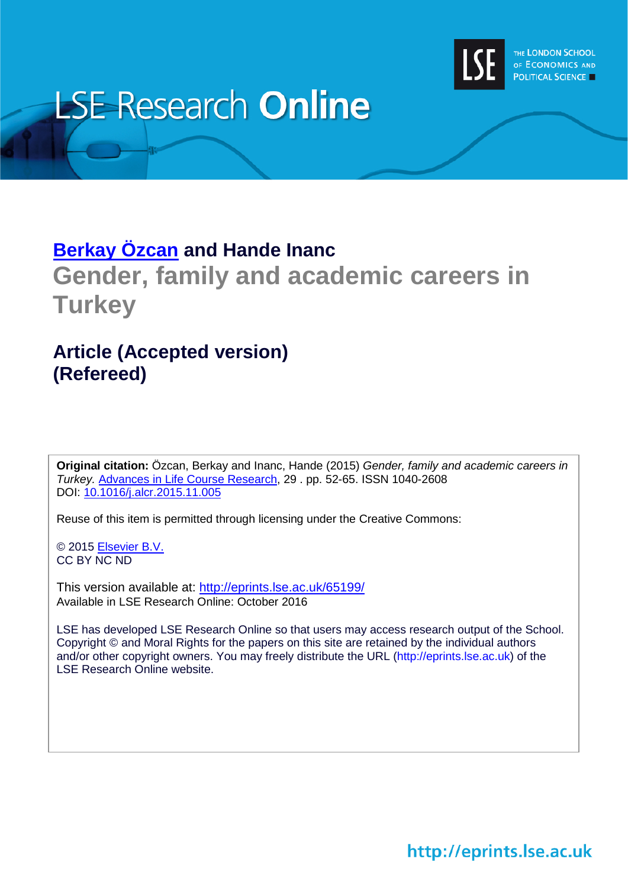LSE Research **Online**

THE LONDON SCHOOL OF ECONOMICS AND POLITICAL SCIENCE

**Berkay Özcan and Hande Inanc**

# Gender, family and academic careers in Turkey

## Article (Accepted version) (Refereed)

**Original citation:** Özcan, Berkay and Inanc, Hande (2015) *Gender, family and academic careers in Turkey.* Advances in Life Course Research, 29 . pp. 52-65. ISSN 1040-2608
DOI: 10.1016/j.alcr.2015.11.005

Reuse of this item is permitted through licensing under the Creative Commons:

© 2015 Elsevier B.V.
CC BY NC ND

This version available at: http://eprints.lse.ac.uk/65199/
Available in LSE Research Online: October 2016

LSE has developed LSE Research Online so that users may access research output of the School. Copyright © and Moral Rights for the papers on this site are retained by the individual authors and/or other copyright owners. You may freely distribute the URL (http://eprints.lse.ac.uk) of the LSE Research Online website.

http://eprints.lse.ac.uk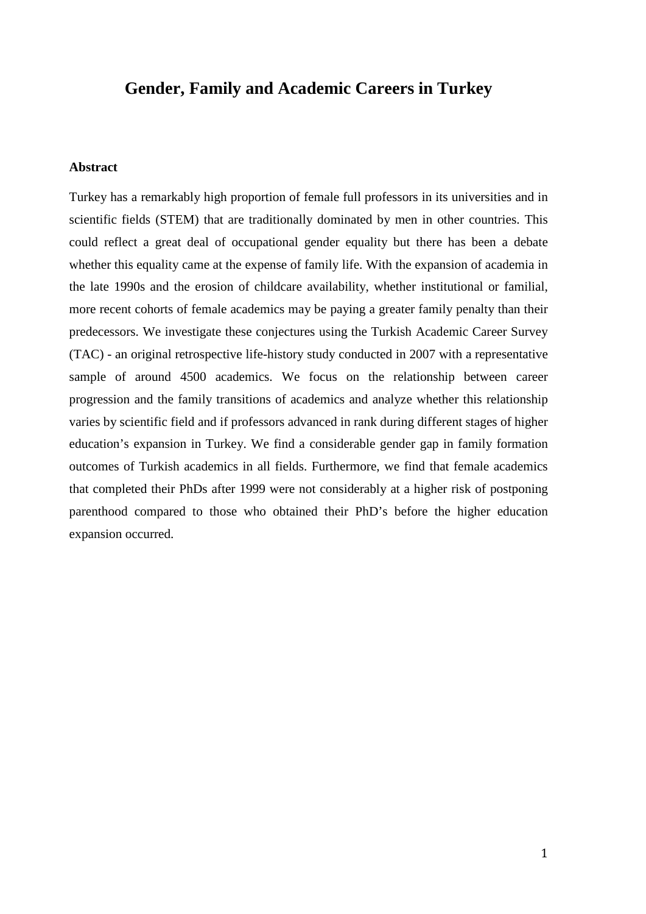# Gender, Family and Academic Careers in Turkey

### Abstract

Turkey has a remarkably high proportion of female full professors in its universities and in scientific fields (STEM) that are traditionally dominated by men in other countries. This could reflect a great deal of occupational gender equality but there has been a debate whether this equality came at the expense of family life. With the expansion of academia in the late 1990s and the erosion of childcare availability, whether institutional or familial, more recent cohorts of female academics may be paying a greater family penalty than their predecessors. We investigate these conjectures using the Turkish Academic Career Survey (TAC) - an original retrospective life-history study conducted in 2007 with a representative sample of around 4500 academics. We focus on the relationship between career progression and the family transitions of academics and analyze whether this relationship varies by scientific field and if professors advanced in rank during different stages of higher education's expansion in Turkey. We find a considerable gender gap in family formation outcomes of Turkish academics in all fields. Furthermore, we find that female academics that completed their PhDs after 1999 were not considerably at a higher risk of postponing parenthood compared to those who obtained their PhD's before the higher education expansion occurred.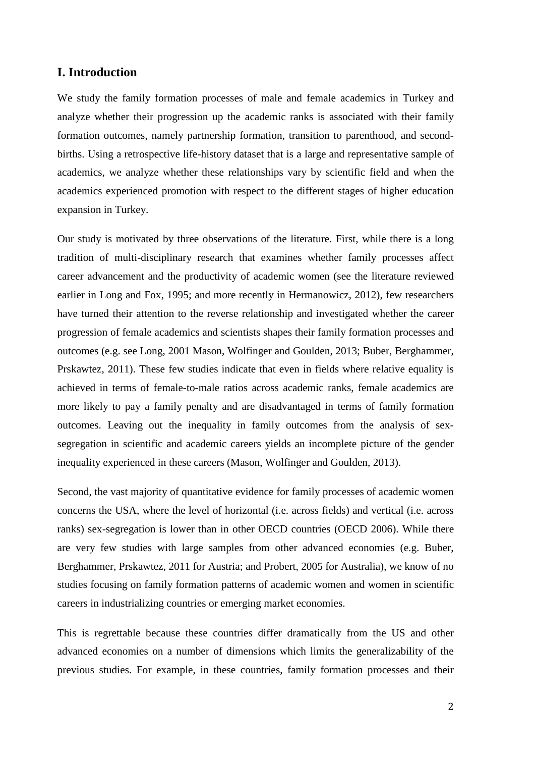## I. Introduction

We study the family formation processes of male and female academics in Turkey and analyze whether their progression up the academic ranks is associated with their family formation outcomes, namely partnership formation, transition to parenthood, and second-births. Using a retrospective life-history dataset that is a large and representative sample of academics, we analyze whether these relationships vary by scientific field and when the academics experienced promotion with respect to the different stages of higher education expansion in Turkey.

Our study is motivated by three observations of the literature. First, while there is a long tradition of multi-disciplinary research that examines whether family processes affect career advancement and the productivity of academic women (see the literature reviewed earlier in Long and Fox, 1995; and more recently in Hermanowicz, 2012), few researchers have turned their attention to the reverse relationship and investigated whether the career progression of female academics and scientists shapes their family formation processes and outcomes (e.g. see Long, 2001 Mason, Wolfinger and Goulden, 2013; Buber, Berghammer, Prskawtez, 2011). These few studies indicate that even in fields where relative equality is achieved in terms of female-to-male ratios across academic ranks, female academics are more likely to pay a family penalty and are disadvantaged in terms of family formation outcomes. Leaving out the inequality in family outcomes from the analysis of sex-segregation in scientific and academic careers yields an incomplete picture of the gender inequality experienced in these careers (Mason, Wolfinger and Goulden, 2013).

Second, the vast majority of quantitative evidence for family processes of academic women concerns the USA, where the level of horizontal (i.e. across fields) and vertical (i.e. across ranks) sex-segregation is lower than in other OECD countries (OECD 2006). While there are very few studies with large samples from other advanced economies (e.g. Buber, Berghammer, Prskawtez, 2011 for Austria; and Probert, 2005 for Australia), we know of no studies focusing on family formation patterns of academic women and women in scientific careers in industrializing countries or emerging market economies.

This is regrettable because these countries differ dramatically from the US and other advanced economies on a number of dimensions which limits the generalizability of the previous studies. For example, in these countries, family formation processes and their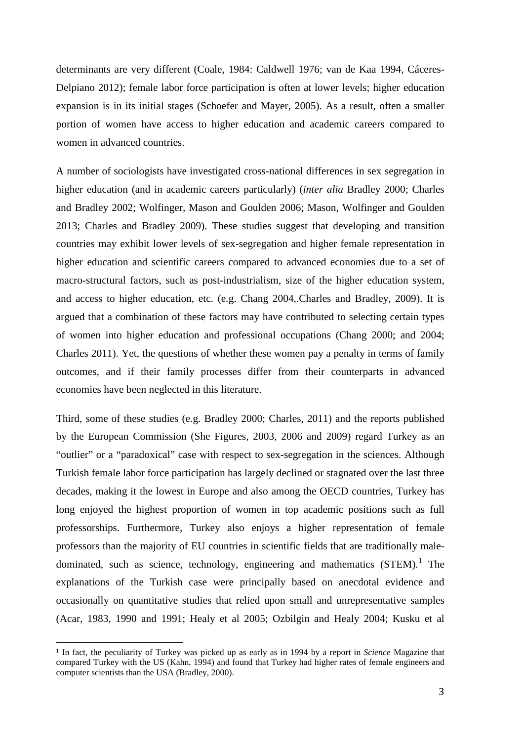determinants are very different (Coale, 1984: Caldwell 1976; van de Kaa 1994, Cáceres-Delpiano 2012); female labor force participation is often at lower levels; higher education expansion is in its initial stages (Schoefer and Mayer, 2005). As a result, often a smaller portion of women have access to higher education and academic careers compared to women in advanced countries.

A number of sociologists have investigated cross-national differences in sex segregation in higher education (and in academic careers particularly) (*inter alia* Bradley 2000; Charles and Bradley 2002; Wolfinger, Mason and Goulden 2006; Mason, Wolfinger and Goulden 2013; Charles and Bradley 2009). These studies suggest that developing and transition countries may exhibit lower levels of sex-segregation and higher female representation in higher education and scientific careers compared to advanced economies due to a set of macro-structural factors, such as post-industrialism, size of the higher education system, and access to higher education, etc. (e.g. Chang 2004,.Charles and Bradley, 2009). It is argued that a combination of these factors may have contributed to selecting certain types of women into higher education and professional occupations (Chang 2000; and 2004; Charles 2011). Yet, the questions of whether these women pay a penalty in terms of family outcomes, and if their family processes differ from their counterparts in advanced economies have been neglected in this literature.

Third, some of these studies (e.g. Bradley 2000; Charles, 2011) and the reports published by the European Commission (She Figures, 2003, 2006 and 2009) regard Turkey as an "outlier" or a "paradoxical" case with respect to sex-segregation in the sciences. Although Turkish female labor force participation has largely declined or stagnated over the last three decades, making it the lowest in Europe and also among the OECD countries, Turkey has long enjoyed the highest proportion of women in top academic positions such as full professorships. Furthermore, Turkey also enjoys a higher representation of female professors than the majority of EU countries in scientific fields that are traditionally male-dominated, such as science, technology, engineering and mathematics (STEM).[1] The explanations of the Turkish case were principally based on anecdotal evidence and occasionally on quantitative studies that relied upon small and unrepresentative samples (Acar, 1983, 1990 and 1991; Healy et al 2005; Ozbilgin and Healy 2004; Kusku et al

[1] In fact, the peculiarity of Turkey was picked up as early as in 1994 by a report in *Science* Magazine that compared Turkey with the US (Kahn, 1994) and found that Turkey had higher rates of female engineers and computer scientists than the USA (Bradley, 2000).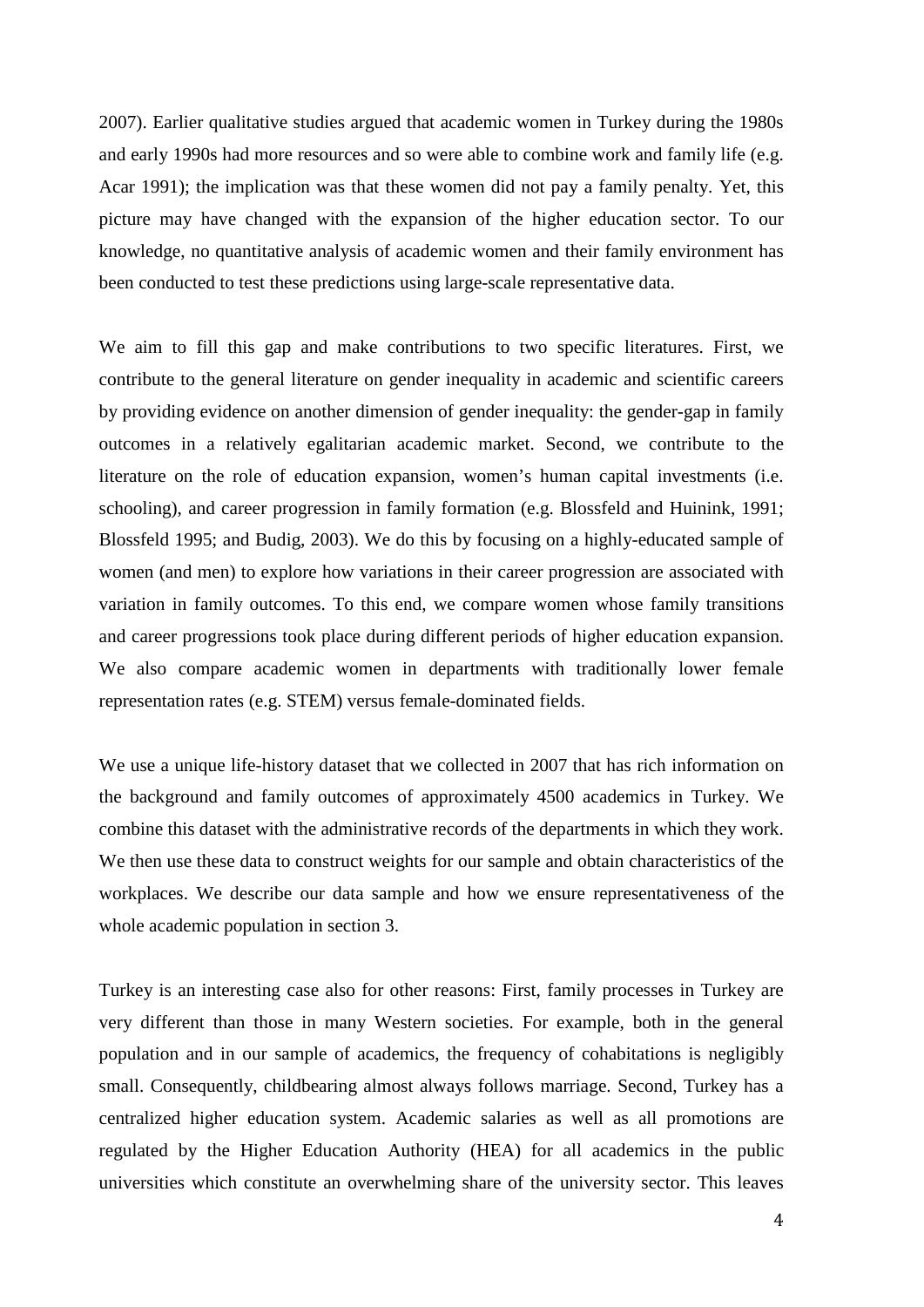2007). Earlier qualitative studies argued that academic women in Turkey during the 1980s and early 1990s had more resources and so were able to combine work and family life (e.g. Acar 1991); the implication was that these women did not pay a family penalty. Yet, this picture may have changed with the expansion of the higher education sector. To our knowledge, no quantitative analysis of academic women and their family environment has been conducted to test these predictions using large-scale representative data.

We aim to fill this gap and make contributions to two specific literatures. First, we contribute to the general literature on gender inequality in academic and scientific careers by providing evidence on another dimension of gender inequality: the gender-gap in family outcomes in a relatively egalitarian academic market. Second, we contribute to the literature on the role of education expansion, women's human capital investments (i.e. schooling), and career progression in family formation (e.g. Blossfeld and Huinink, 1991; Blossfeld 1995; and Budig, 2003). We do this by focusing on a highly-educated sample of women (and men) to explore how variations in their career progression are associated with variation in family outcomes. To this end, we compare women whose family transitions and career progressions took place during different periods of higher education expansion. We also compare academic women in departments with traditionally lower female representation rates (e.g. STEM) versus female-dominated fields.

We use a unique life-history dataset that we collected in 2007 that has rich information on the background and family outcomes of approximately 4500 academics in Turkey. We combine this dataset with the administrative records of the departments in which they work. We then use these data to construct weights for our sample and obtain characteristics of the workplaces. We describe our data sample and how we ensure representativeness of the whole academic population in section 3.

Turkey is an interesting case also for other reasons: First, family processes in Turkey are very different than those in many Western societies. For example, both in the general population and in our sample of academics, the frequency of cohabitations is negligibly small. Consequently, childbearing almost always follows marriage. Second, Turkey has a centralized higher education system. Academic salaries as well as all promotions are regulated by the Higher Education Authority (HEA) for all academics in the public universities which constitute an overwhelming share of the university sector. This leaves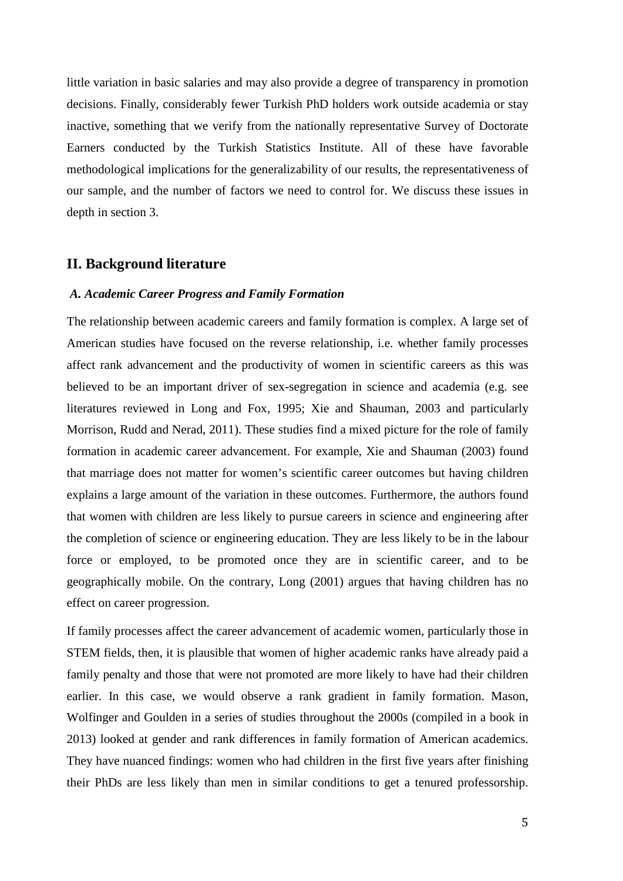little variation in basic salaries and may also provide a degree of transparency in promotion decisions. Finally, considerably fewer Turkish PhD holders work outside academia or stay inactive, something that we verify from the nationally representative Survey of Doctorate Earners conducted by the Turkish Statistics Institute. All of these have favorable methodological implications for the generalizability of our results, the representativeness of our sample, and the number of factors we need to control for. We discuss these issues in depth in section 3.

## II. Background literature

### *A. Academic Career Progress and Family Formation*

The relationship between academic careers and family formation is complex. A large set of American studies have focused on the reverse relationship, i.e. whether family processes affect rank advancement and the productivity of women in scientific careers as this was believed to be an important driver of sex-segregation in science and academia (e.g. see literatures reviewed in Long and Fox, 1995; Xie and Shauman, 2003 and particularly Morrison, Rudd and Nerad, 2011). These studies find a mixed picture for the role of family formation in academic career advancement. For example, Xie and Shauman (2003) found that marriage does not matter for women's scientific career outcomes but having children explains a large amount of the variation in these outcomes. Furthermore, the authors found that women with children are less likely to pursue careers in science and engineering after the completion of science or engineering education. They are less likely to be in the labour force or employed, to be promoted once they are in scientific career, and to be geographically mobile. On the contrary, Long (2001) argues that having children has no effect on career progression.

If family processes affect the career advancement of academic women, particularly those in STEM fields, then, it is plausible that women of higher academic ranks have already paid a family penalty and those that were not promoted are more likely to have had their children earlier. In this case, we would observe a rank gradient in family formation. Mason, Wolfinger and Goulden in a series of studies throughout the 2000s (compiled in a book in 2013) looked at gender and rank differences in family formation of American academics. They have nuanced findings: women who had children in the first five years after finishing their PhDs are less likely than men in similar conditions to get a tenured professorship.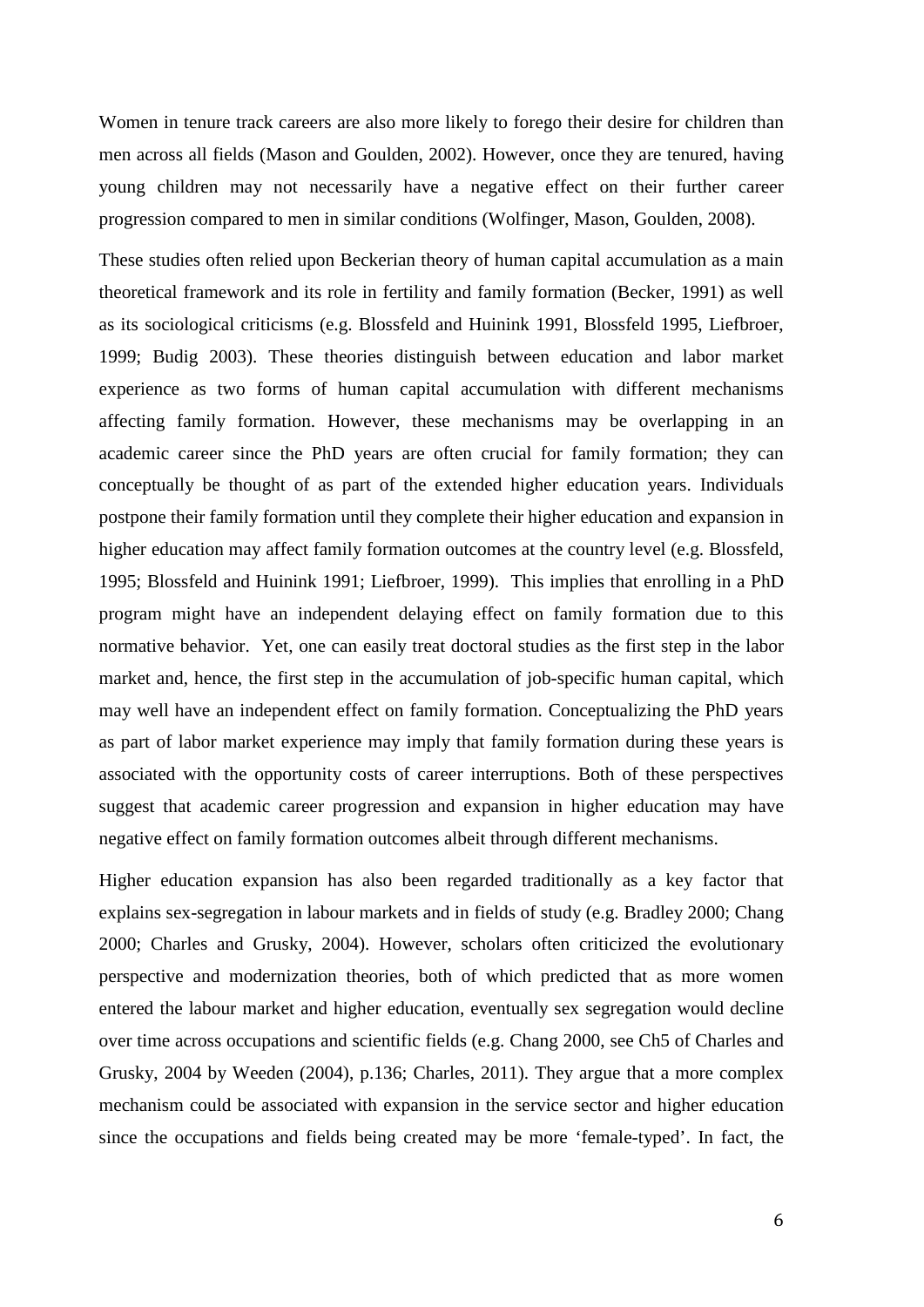Women in tenure track careers are also more likely to forego their desire for children than men across all fields (Mason and Goulden, 2002). However, once they are tenured, having young children may not necessarily have a negative effect on their further career progression compared to men in similar conditions (Wolfinger, Mason, Goulden, 2008).

These studies often relied upon Beckerian theory of human capital accumulation as a main theoretical framework and its role in fertility and family formation (Becker, 1991) as well as its sociological criticisms (e.g. Blossfeld and Huinink 1991, Blossfeld 1995, Liefbroer, 1999; Budig 2003). These theories distinguish between education and labor market experience as two forms of human capital accumulation with different mechanisms affecting family formation. However, these mechanisms may be overlapping in an academic career since the PhD years are often crucial for family formation; they can conceptually be thought of as part of the extended higher education years. Individuals postpone their family formation until they complete their higher education and expansion in higher education may affect family formation outcomes at the country level (e.g. Blossfeld, 1995; Blossfeld and Huinink 1991; Liefbroer, 1999). This implies that enrolling in a PhD program might have an independent delaying effect on family formation due to this normative behavior. Yet, one can easily treat doctoral studies as the first step in the labor market and, hence, the first step in the accumulation of job-specific human capital, which may well have an independent effect on family formation. Conceptualizing the PhD years as part of labor market experience may imply that family formation during these years is associated with the opportunity costs of career interruptions. Both of these perspectives suggest that academic career progression and expansion in higher education may have negative effect on family formation outcomes albeit through different mechanisms.

Higher education expansion has also been regarded traditionally as a key factor that explains sex-segregation in labour markets and in fields of study (e.g. Bradley 2000; Chang 2000; Charles and Grusky, 2004). However, scholars often criticized the evolutionary perspective and modernization theories, both of which predicted that as more women entered the labour market and higher education, eventually sex segregation would decline over time across occupations and scientific fields (e.g. Chang 2000, see Ch5 of Charles and Grusky, 2004 by Weeden (2004), p.136; Charles, 2011). They argue that a more complex mechanism could be associated with expansion in the service sector and higher education since the occupations and fields being created may be more 'female-typed'. In fact, the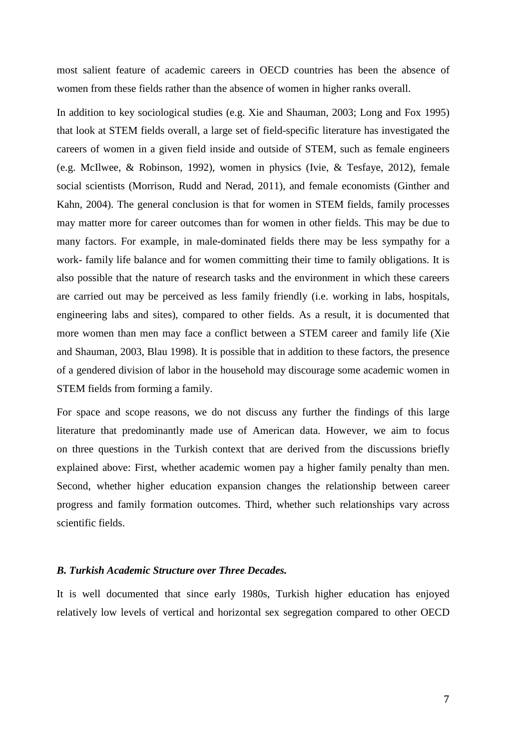most salient feature of academic careers in OECD countries has been the absence of women from these fields rather than the absence of women in higher ranks overall.

In addition to key sociological studies (e.g. Xie and Shauman, 2003; Long and Fox 1995) that look at STEM fields overall, a large set of field-specific literature has investigated the careers of women in a given field inside and outside of STEM, such as female engineers (e.g. McIlwee, & Robinson, 1992), women in physics (Ivie, & Tesfaye, 2012), female social scientists (Morrison, Rudd and Nerad, 2011), and female economists (Ginther and Kahn, 2004). The general conclusion is that for women in STEM fields, family processes may matter more for career outcomes than for women in other fields. This may be due to many factors. For example, in male-dominated fields there may be less sympathy for a work- family life balance and for women committing their time to family obligations. It is also possible that the nature of research tasks and the environment in which these careers are carried out may be perceived as less family friendly (i.e. working in labs, hospitals, engineering labs and sites), compared to other fields. As a result, it is documented that more women than men may face a conflict between a STEM career and family life (Xie and Shauman, 2003, Blau 1998). It is possible that in addition to these factors, the presence of a gendered division of labor in the household may discourage some academic women in STEM fields from forming a family.

For space and scope reasons, we do not discuss any further the findings of this large literature that predominantly made use of American data. However, we aim to focus on three questions in the Turkish context that are derived from the discussions briefly explained above: First, whether academic women pay a higher family penalty than men. Second, whether higher education expansion changes the relationship between career progress and family formation outcomes. Third, whether such relationships vary across scientific fields.

### *B. Turkish Academic Structure over Three Decades.*

It is well documented that since early 1980s, Turkish higher education has enjoyed relatively low levels of vertical and horizontal sex segregation compared to other OECD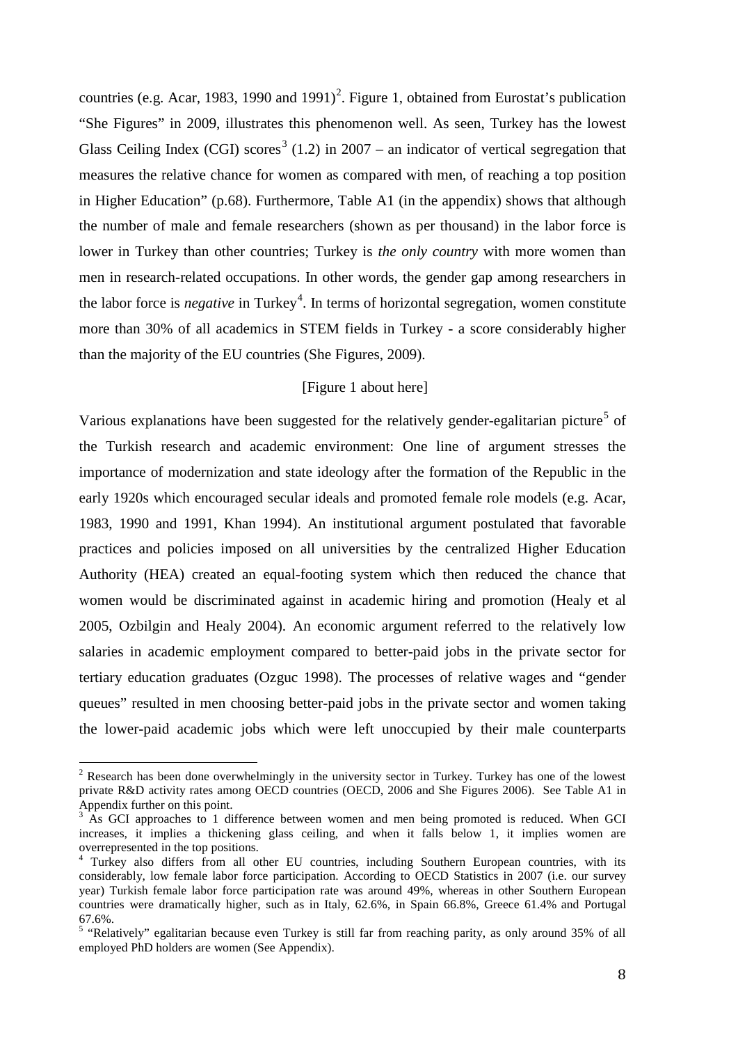countries (e.g. Acar, 1983, 1990 and 1991)[2]. Figure 1, obtained from Eurostat's publication "She Figures" in 2009, illustrates this phenomenon well. As seen, Turkey has the lowest Glass Ceiling Index (CGI) scores[3] (1.2) in 2007 – an indicator of vertical segregation that measures the relative chance for women as compared with men, of reaching a top position in Higher Education" (p.68). Furthermore, Table A1 (in the appendix) shows that although the number of male and female researchers (shown as per thousand) in the labor force is lower in Turkey than other countries; Turkey is *the only country* with more women than men in research-related occupations. In other words, the gender gap among researchers in the labor force is *negative* in Turkey[4]. In terms of horizontal segregation, women constitute more than 30% of all academics in STEM fields in Turkey - a score considerably higher than the majority of the EU countries (She Figures, 2009).

[Figure 1 about here]

Various explanations have been suggested for the relatively gender-egalitarian picture[5] of the Turkish research and academic environment: One line of argument stresses the importance of modernization and state ideology after the formation of the Republic in the early 1920s which encouraged secular ideals and promoted female role models (e.g. Acar, 1983, 1990 and 1991, Khan 1994). An institutional argument postulated that favorable practices and policies imposed on all universities by the centralized Higher Education Authority (HEA) created an equal-footing system which then reduced the chance that women would be discriminated against in academic hiring and promotion (Healy et al 2005, Ozbilgin and Healy 2004). An economic argument referred to the relatively low salaries in academic employment compared to better-paid jobs in the private sector for tertiary education graduates (Ozguc 1998). The processes of relative wages and "gender queues" resulted in men choosing better-paid jobs in the private sector and women taking the lower-paid academic jobs which were left unoccupied by their male counterparts

[2] Research has been done overwhelmingly in the university sector in Turkey. Turkey has one of the lowest private R&D activity rates among OECD countries (OECD, 2006 and She Figures 2006). See Table A1 in Appendix further on this point.

[3] As GCI approaches to 1 difference between women and men being promoted is reduced. When GCI increases, it implies a thickening glass ceiling, and when it falls below 1, it implies women are overrepresented in the top positions.

[4] Turkey also differs from all other EU countries, including Southern European countries, with its considerably, low female labor force participation. According to OECD Statistics in 2007 (i.e. our survey year) Turkish female labor force participation rate was around 49%, whereas in other Southern European countries were dramatically higher, such as in Italy, 62.6%, in Spain 66.8%, Greece 61.4% and Portugal 67.6%.

[5] "Relatively" egalitarian because even Turkey is still far from reaching parity, as only around 35% of all employed PhD holders are women (See Appendix).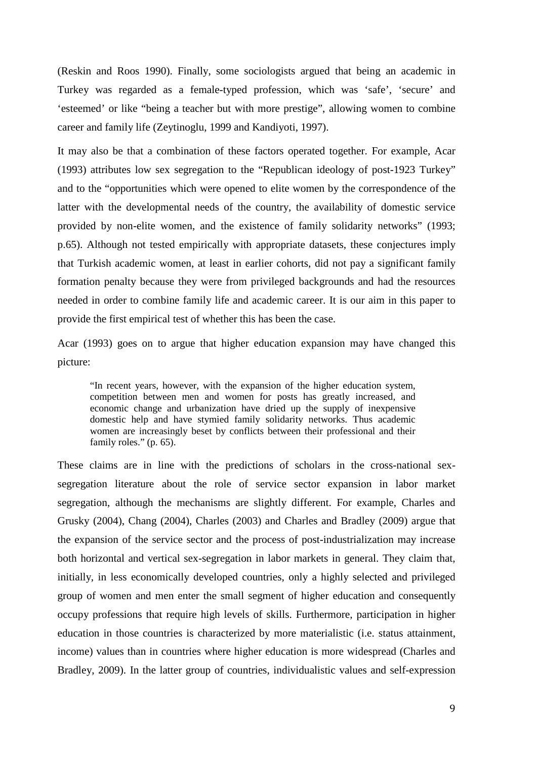(Reskin and Roos 1990). Finally, some sociologists argued that being an academic in Turkey was regarded as a female-typed profession, which was 'safe', 'secure' and 'esteemed' or like "being a teacher but with more prestige", allowing women to combine career and family life (Zeytinoglu, 1999 and Kandiyoti, 1997).

It may also be that a combination of these factors operated together. For example, Acar (1993) attributes low sex segregation to the "Republican ideology of post-1923 Turkey" and to the "opportunities which were opened to elite women by the correspondence of the latter with the developmental needs of the country, the availability of domestic service provided by non-elite women, and the existence of family solidarity networks" (1993; p.65). Although not tested empirically with appropriate datasets, these conjectures imply that Turkish academic women, at least in earlier cohorts, did not pay a significant family formation penalty because they were from privileged backgrounds and had the resources needed in order to combine family life and academic career. It is our aim in this paper to provide the first empirical test of whether this has been the case.

Acar (1993) goes on to argue that higher education expansion may have changed this picture:

> "In recent years, however, with the expansion of the higher education system, competition between men and women for posts has greatly increased, and economic change and urbanization have dried up the supply of inexpensive domestic help and have stymied family solidarity networks. Thus academic women are increasingly beset by conflicts between their professional and their family roles." (p. 65).

These claims are in line with the predictions of scholars in the cross-national sex-segregation literature about the role of service sector expansion in labor market segregation, although the mechanisms are slightly different. For example, Charles and Grusky (2004), Chang (2004), Charles (2003) and Charles and Bradley (2009) argue that the expansion of the service sector and the process of post-industrialization may increase both horizontal and vertical sex-segregation in labor markets in general. They claim that, initially, in less economically developed countries, only a highly selected and privileged group of women and men enter the small segment of higher education and consequently occupy professions that require high levels of skills. Furthermore, participation in higher education in those countries is characterized by more materialistic (i.e. status attainment, income) values than in countries where higher education is more widespread (Charles and Bradley, 2009). In the latter group of countries, individualistic values and self-expression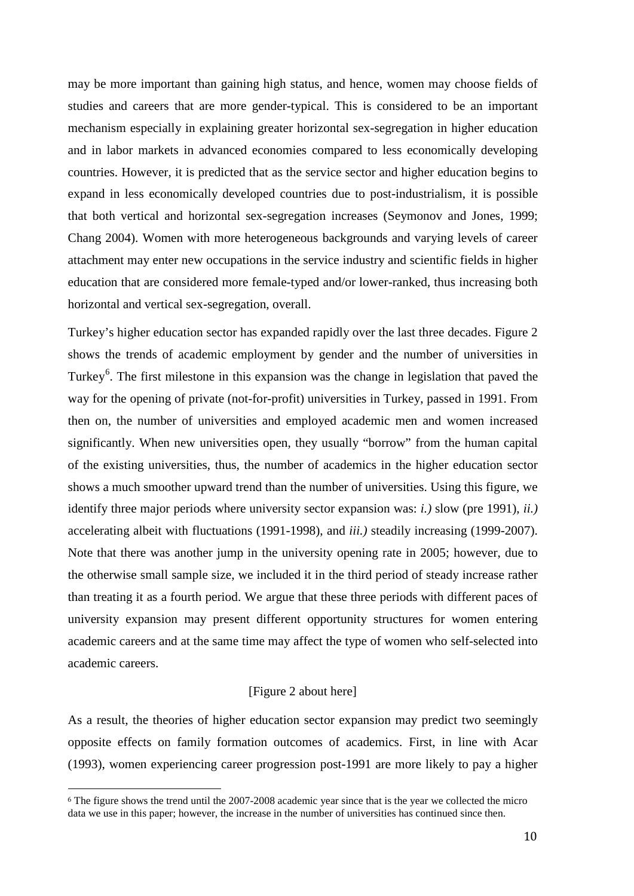may be more important than gaining high status, and hence, women may choose fields of studies and careers that are more gender-typical. This is considered to be an important mechanism especially in explaining greater horizontal sex-segregation in higher education and in labor markets in advanced economies compared to less economically developing countries. However, it is predicted that as the service sector and higher education begins to expand in less economically developed countries due to post-industrialism, it is possible that both vertical and horizontal sex-segregation increases (Seymonov and Jones, 1999; Chang 2004). Women with more heterogeneous backgrounds and varying levels of career attachment may enter new occupations in the service industry and scientific fields in higher education that are considered more female-typed and/or lower-ranked, thus increasing both horizontal and vertical sex-segregation, overall.

Turkey's higher education sector has expanded rapidly over the last three decades. Figure 2 shows the trends of academic employment by gender and the number of universities in Turkey[6]. The first milestone in this expansion was the change in legislation that paved the way for the opening of private (not-for-profit) universities in Turkey, passed in 1991. From then on, the number of universities and employed academic men and women increased significantly. When new universities open, they usually "borrow" from the human capital of the existing universities, thus, the number of academics in the higher education sector shows a much smoother upward trend than the number of universities. Using this figure, we identify three major periods where university sector expansion was: *i.)* slow (pre 1991), *ii.)* accelerating albeit with fluctuations (1991-1998), and *iii.)* steadily increasing (1999-2007). Note that there was another jump in the university opening rate in 2005; however, due to the otherwise small sample size, we included it in the third period of steady increase rather than treating it as a fourth period. We argue that these three periods with different paces of university expansion may present different opportunity structures for women entering academic careers and at the same time may affect the type of women who self-selected into academic careers.

[Figure 2 about here]

As a result, the theories of higher education sector expansion may predict two seemingly opposite effects on family formation outcomes of academics. First, in line with Acar (1993), women experiencing career progression post-1991 are more likely to pay a higher

[6] The figure shows the trend until the 2007-2008 academic year since that is the year we collected the micro data we use in this paper; however, the increase in the number of universities has continued since then.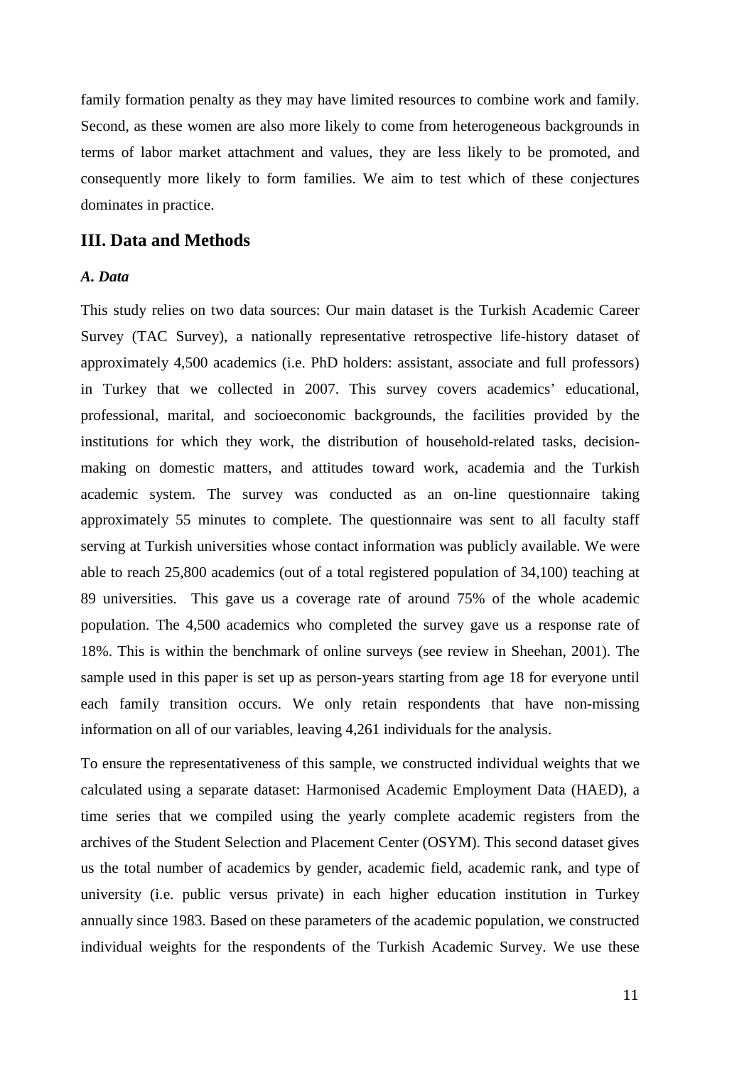family formation penalty as they may have limited resources to combine work and family. Second, as these women are also more likely to come from heterogeneous backgrounds in terms of labor market attachment and values, they are less likely to be promoted, and consequently more likely to form families. We aim to test which of these conjectures dominates in practice.

## III. Data and Methods

### *A. Data*

This study relies on two data sources: Our main dataset is the Turkish Academic Career Survey (TAC Survey), a nationally representative retrospective life-history dataset of approximately 4,500 academics (i.e. PhD holders: assistant, associate and full professors) in Turkey that we collected in 2007. This survey covers academics' educational, professional, marital, and socioeconomic backgrounds, the facilities provided by the institutions for which they work, the distribution of household-related tasks, decision-making on domestic matters, and attitudes toward work, academia and the Turkish academic system. The survey was conducted as an on-line questionnaire taking approximately 55 minutes to complete. The questionnaire was sent to all faculty staff serving at Turkish universities whose contact information was publicly available. We were able to reach 25,800 academics (out of a total registered population of 34,100) teaching at 89 universities. This gave us a coverage rate of around 75% of the whole academic population. The 4,500 academics who completed the survey gave us a response rate of 18%. This is within the benchmark of online surveys (see review in Sheehan, 2001). The sample used in this paper is set up as person-years starting from age 18 for everyone until each family transition occurs. We only retain respondents that have non-missing information on all of our variables, leaving 4,261 individuals for the analysis.

To ensure the representativeness of this sample, we constructed individual weights that we calculated using a separate dataset: Harmonised Academic Employment Data (HAED), a time series that we compiled using the yearly complete academic registers from the archives of the Student Selection and Placement Center (OSYM). This second dataset gives us the total number of academics by gender, academic field, academic rank, and type of university (i.e. public versus private) in each higher education institution in Turkey annually since 1983. Based on these parameters of the academic population, we constructed individual weights for the respondents of the Turkish Academic Survey. We use these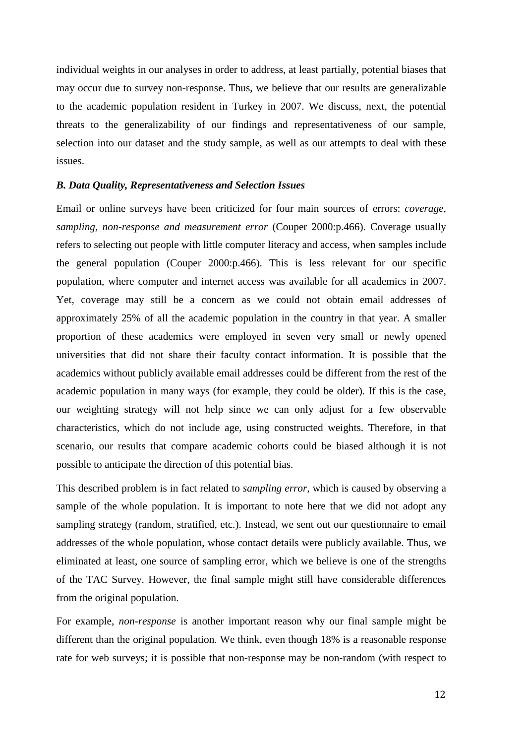individual weights in our analyses in order to address, at least partially, potential biases that may occur due to survey non-response. Thus, we believe that our results are generalizable to the academic population resident in Turkey in 2007. We discuss, next, the potential threats to the generalizability of our findings and representativeness of our sample, selection into our dataset and the study sample, as well as our attempts to deal with these issues.

### *B. Data Quality, Representativeness and Selection Issues*

Email or online surveys have been criticized for four main sources of errors: *coverage, sampling, non-response and measurement error* (Couper 2000:p.466). Coverage usually refers to selecting out people with little computer literacy and access, when samples include the general population (Couper 2000:p.466). This is less relevant for our specific population, where computer and internet access was available for all academics in 2007. Yet, coverage may still be a concern as we could not obtain email addresses of approximately 25% of all the academic population in the country in that year. A smaller proportion of these academics were employed in seven very small or newly opened universities that did not share their faculty contact information. It is possible that the academics without publicly available email addresses could be different from the rest of the academic population in many ways (for example, they could be older). If this is the case, our weighting strategy will not help since we can only adjust for a few observable characteristics, which do not include age, using constructed weights. Therefore, in that scenario, our results that compare academic cohorts could be biased although it is not possible to anticipate the direction of this potential bias.

This described problem is in fact related to *sampling error,* which is caused by observing a sample of the whole population. It is important to note here that we did not adopt any sampling strategy (random, stratified, etc.). Instead, we sent out our questionnaire to email addresses of the whole population, whose contact details were publicly available. Thus, we eliminated at least, one source of sampling error, which we believe is one of the strengths of the TAC Survey. However, the final sample might still have considerable differences from the original population.

For example, *non-response* is another important reason why our final sample might be different than the original population. We think, even though 18% is a reasonable response rate for web surveys; it is possible that non-response may be non-random (with respect to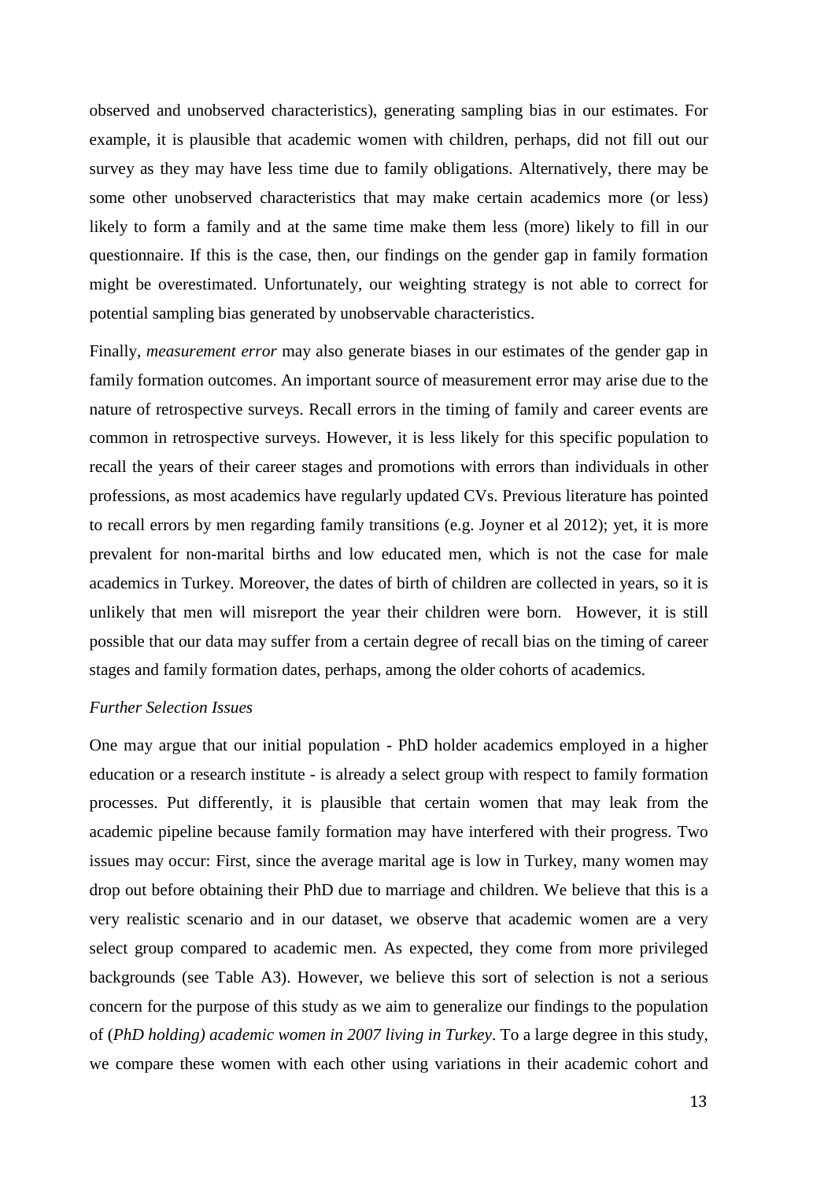observed and unobserved characteristics), generating sampling bias in our estimates. For example, it is plausible that academic women with children, perhaps, did not fill out our survey as they may have less time due to family obligations. Alternatively, there may be some other unobserved characteristics that may make certain academics more (or less) likely to form a family and at the same time make them less (more) likely to fill in our questionnaire. If this is the case, then, our findings on the gender gap in family formation might be overestimated. Unfortunately, our weighting strategy is not able to correct for potential sampling bias generated by unobservable characteristics.

Finally, *measurement error* may also generate biases in our estimates of the gender gap in family formation outcomes. An important source of measurement error may arise due to the nature of retrospective surveys. Recall errors in the timing of family and career events are common in retrospective surveys. However, it is less likely for this specific population to recall the years of their career stages and promotions with errors than individuals in other professions, as most academics have regularly updated CVs. Previous literature has pointed to recall errors by men regarding family transitions (e.g. Joyner et al 2012); yet, it is more prevalent for non-marital births and low educated men, which is not the case for male academics in Turkey. Moreover, the dates of birth of children are collected in years, so it is unlikely that men will misreport the year their children were born. However, it is still possible that our data may suffer from a certain degree of recall bias on the timing of career stages and family formation dates, perhaps, among the older cohorts of academics.

*Further Selection Issues*

One may argue that our initial population - PhD holder academics employed in a higher education or a research institute - is already a select group with respect to family formation processes. Put differently, it is plausible that certain women that may leak from the academic pipeline because family formation may have interfered with their progress. Two issues may occur: First, since the average marital age is low in Turkey, many women may drop out before obtaining their PhD due to marriage and children. We believe that this is a very realistic scenario and in our dataset, we observe that academic women are a very select group compared to academic men. As expected, they come from more privileged backgrounds (see Table A3). However, we believe this sort of selection is not a serious concern for the purpose of this study as we aim to generalize our findings to the population of (*PhD holding) academic women in 2007 living in Turkey*. To a large degree in this study, we compare these women with each other using variations in their academic cohort and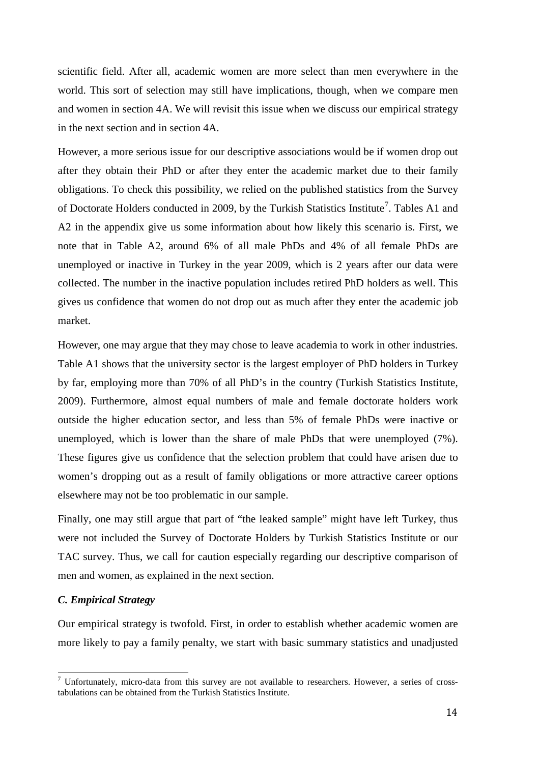scientific field. After all, academic women are more select than men everywhere in the world. This sort of selection may still have implications, though, when we compare men and women in section 4A. We will revisit this issue when we discuss our empirical strategy in the next section and in section 4A.

However, a more serious issue for our descriptive associations would be if women drop out after they obtain their PhD or after they enter the academic market due to their family obligations. To check this possibility, we relied on the published statistics from the Survey of Doctorate Holders conducted in 2009, by the Turkish Statistics Institute[7]. Tables A1 and A2 in the appendix give us some information about how likely this scenario is. First, we note that in Table A2, around 6% of all male PhDs and 4% of all female PhDs are unemployed or inactive in Turkey in the year 2009, which is 2 years after our data were collected. The number in the inactive population includes retired PhD holders as well. This gives us confidence that women do not drop out as much after they enter the academic job market.

However, one may argue that they may chose to leave academia to work in other industries. Table A1 shows that the university sector is the largest employer of PhD holders in Turkey by far, employing more than 70% of all PhD's in the country (Turkish Statistics Institute, 2009). Furthermore, almost equal numbers of male and female doctorate holders work outside the higher education sector, and less than 5% of female PhDs were inactive or unemployed, which is lower than the share of male PhDs that were unemployed (7%). These figures give us confidence that the selection problem that could have arisen due to women's dropping out as a result of family obligations or more attractive career options elsewhere may not be too problematic in our sample.

Finally, one may still argue that part of "the leaked sample" might have left Turkey, thus were not included the Survey of Doctorate Holders by Turkish Statistics Institute or our TAC survey. Thus, we call for caution especially regarding our descriptive comparison of men and women, as explained in the next section.

### *C. Empirical Strategy*

Our empirical strategy is twofold. First, in order to establish whether academic women are more likely to pay a family penalty, we start with basic summary statistics and unadjusted

[7] Unfortunately, micro-data from this survey are not available to researchers. However, a series of cross-tabulations can be obtained from the Turkish Statistics Institute.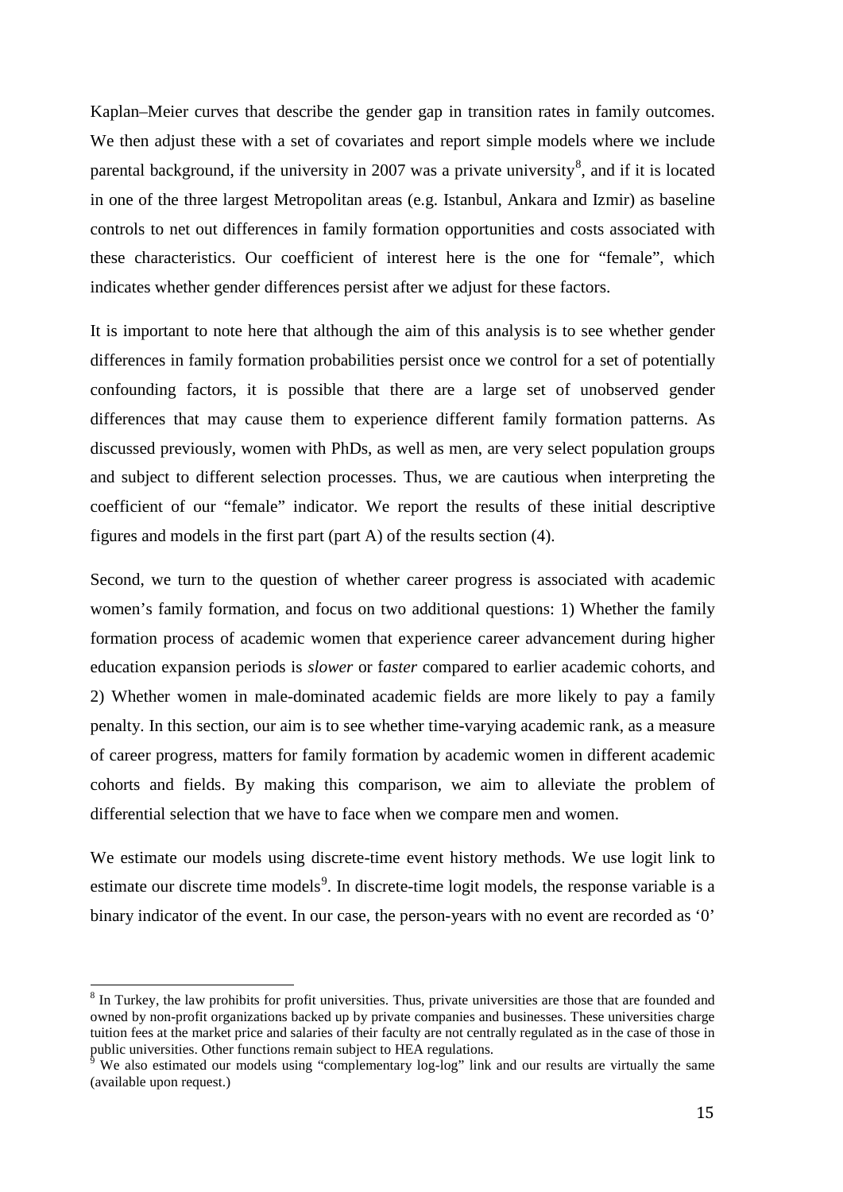Kaplan–Meier curves that describe the gender gap in transition rates in family outcomes. We then adjust these with a set of covariates and report simple models where we include parental background, if the university in 2007 was a private university[8], and if it is located in one of the three largest Metropolitan areas (e.g. Istanbul, Ankara and Izmir) as baseline controls to net out differences in family formation opportunities and costs associated with these characteristics. Our coefficient of interest here is the one for "female", which indicates whether gender differences persist after we adjust for these factors.

It is important to note here that although the aim of this analysis is to see whether gender differences in family formation probabilities persist once we control for a set of potentially confounding factors, it is possible that there are a large set of unobserved gender differences that may cause them to experience different family formation patterns. As discussed previously, women with PhDs, as well as men, are very select population groups and subject to different selection processes. Thus, we are cautious when interpreting the coefficient of our "female" indicator. We report the results of these initial descriptive figures and models in the first part (part A) of the results section (4).

Second, we turn to the question of whether career progress is associated with academic women's family formation, and focus on two additional questions: 1) Whether the family formation process of academic women that experience career advancement during higher education expansion periods is *slower* or f*aster* compared to earlier academic cohorts, and 2) Whether women in male-dominated academic fields are more likely to pay a family penalty. In this section, our aim is to see whether time-varying academic rank, as a measure of career progress, matters for family formation by academic women in different academic cohorts and fields. By making this comparison, we aim to alleviate the problem of differential selection that we have to face when we compare men and women.

We estimate our models using discrete-time event history methods. We use logit link to estimate our discrete time models[9]. In discrete-time logit models, the response variable is a binary indicator of the event. In our case, the person-years with no event are recorded as '0'

[8] In Turkey, the law prohibits for profit universities. Thus, private universities are those that are founded and owned by non-profit organizations backed up by private companies and businesses. These universities charge tuition fees at the market price and salaries of their faculty are not centrally regulated as in the case of those in public universities. Other functions remain subject to HEA regulations.

[9] We also estimated our models using "complementary log-log" link and our results are virtually the same (available upon request.)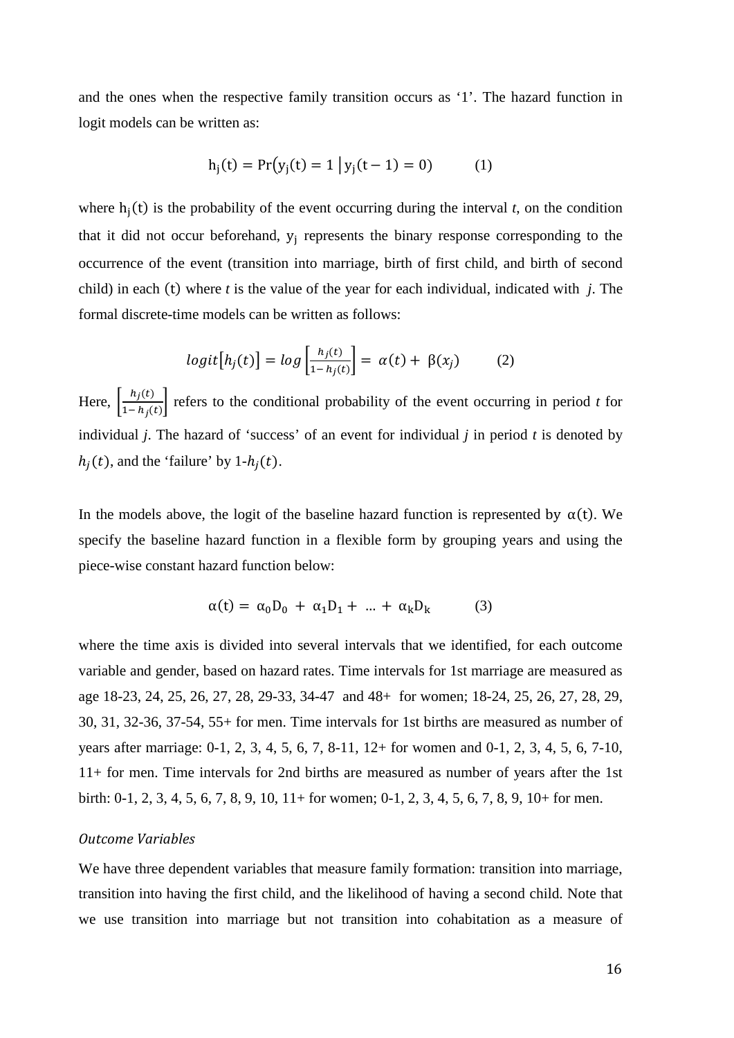and the ones when the respective family transition occurs as '1'. The hazard function in logit models can be written as:

$$h_j(t) = \Pr\left(y_j(t) = 1 \,\middle|\, y_j(t-1) = 0\right) \qquad (1)$$

where $h_j(t)$ is the probability of the event occurring during the interval *t*, on the condition that it did not occur beforehand, $y_j$ represents the binary response corresponding to the occurrence of the event (transition into marriage, birth of first child, and birth of second child) in each $(t)$ where *t* is the value of the year for each individual, indicated with *j*. The formal discrete-time models can be written as follows:

$$logit\left[h_j(t)\right] = log\left[\frac{h_j(t)}{1 - h_j(t)}\right] = \alpha(t) + \beta(x_j) \qquad (2)$$

Here, $\left[\frac{h_j(t)}{1 - h_j(t)}\right]$ refers to the conditional probability of the event occurring in period *t* for individual *j*. The hazard of 'success' of an event for individual *j* in period *t* is denoted by $h_j(t)$, and the 'failure' by 1-$h_j(t)$.

In the models above, the logit of the baseline hazard function is represented by $\alpha(t)$. We specify the baseline hazard function in a flexible form by grouping years and using the piece-wise constant hazard function below:

$$\alpha(t) = \alpha_0 D_0 + \alpha_1 D_1 + \ldots + \alpha_k D_k \qquad (3)$$

where the time axis is divided into several intervals that we identified, for each outcome variable and gender, based on hazard rates. Time intervals for 1st marriage are measured as age 18-23, 24, 25, 26, 27, 28, 29-33, 34-47 and 48+ for women; 18-24, 25, 26, 27, 28, 29, 30, 31, 32-36, 37-54, 55+ for men. Time intervals for 1st births are measured as number of years after marriage: 0-1, 2, 3, 4, 5, 6, 7, 8-11, 12+ for women and 0-1, 2, 3, 4, 5, 6, 7-10, 11+ for men. Time intervals for 2nd births are measured as number of years after the 1st birth: 0-1, 2, 3, 4, 5, 6, 7, 8, 9, 10, 11+ for women; 0-1, 2, 3, 4, 5, 6, 7, 8, 9, 10+ for men.

*Outcome Variables*

We have three dependent variables that measure family formation: transition into marriage, transition into having the first child, and the likelihood of having a second child. Note that we use transition into marriage but not transition into cohabitation as a measure of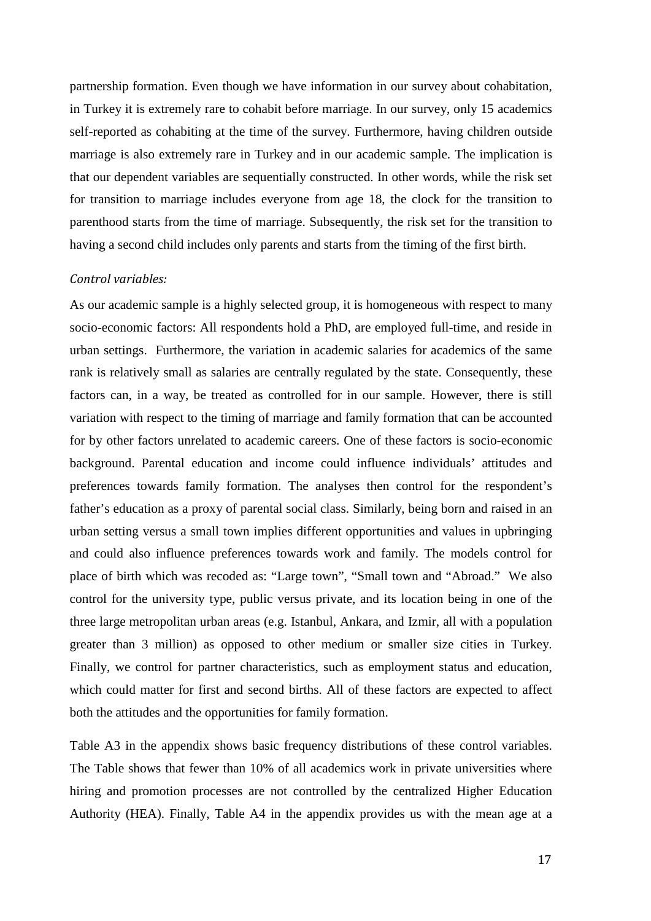partnership formation. Even though we have information in our survey about cohabitation, in Turkey it is extremely rare to cohabit before marriage. In our survey, only 15 academics self-reported as cohabiting at the time of the survey. Furthermore, having children outside marriage is also extremely rare in Turkey and in our academic sample. The implication is that our dependent variables are sequentially constructed. In other words, while the risk set for transition to marriage includes everyone from age 18, the clock for the transition to parenthood starts from the time of marriage. Subsequently, the risk set for the transition to having a second child includes only parents and starts from the timing of the first birth.

*Control variables:*

As our academic sample is a highly selected group, it is homogeneous with respect to many socio-economic factors: All respondents hold a PhD, are employed full-time, and reside in urban settings. Furthermore, the variation in academic salaries for academics of the same rank is relatively small as salaries are centrally regulated by the state. Consequently, these factors can, in a way, be treated as controlled for in our sample. However, there is still variation with respect to the timing of marriage and family formation that can be accounted for by other factors unrelated to academic careers. One of these factors is socio-economic background. Parental education and income could influence individuals' attitudes and preferences towards family formation. The analyses then control for the respondent's father's education as a proxy of parental social class. Similarly, being born and raised in an urban setting versus a small town implies different opportunities and values in upbringing and could also influence preferences towards work and family. The models control for place of birth which was recoded as: "Large town", "Small town and "Abroad." We also control for the university type, public versus private, and its location being in one of the three large metropolitan urban areas (e.g. Istanbul, Ankara, and Izmir, all with a population greater than 3 million) as opposed to other medium or smaller size cities in Turkey. Finally, we control for partner characteristics, such as employment status and education, which could matter for first and second births. All of these factors are expected to affect both the attitudes and the opportunities for family formation.

Table A3 in the appendix shows basic frequency distributions of these control variables. The Table shows that fewer than 10% of all academics work in private universities where hiring and promotion processes are not controlled by the centralized Higher Education Authority (HEA). Finally, Table A4 in the appendix provides us with the mean age at a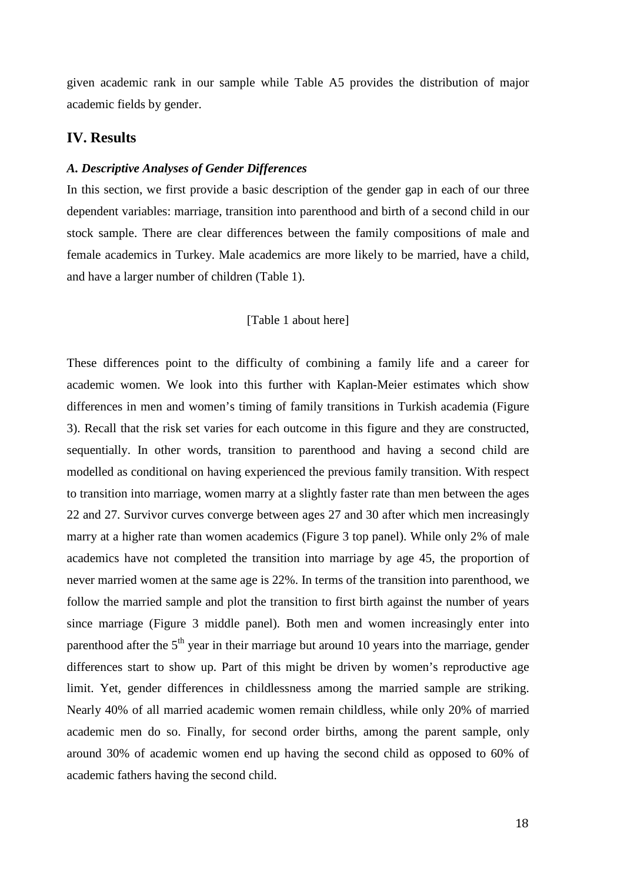given academic rank in our sample while Table A5 provides the distribution of major academic fields by gender.

## IV. Results

### *A. Descriptive Analyses of Gender Differences*

In this section, we first provide a basic description of the gender gap in each of our three dependent variables: marriage, transition into parenthood and birth of a second child in our stock sample. There are clear differences between the family compositions of male and female academics in Turkey. Male academics are more likely to be married, have a child, and have a larger number of children (Table 1).

[Table 1 about here]

These differences point to the difficulty of combining a family life and a career for academic women. We look into this further with Kaplan-Meier estimates which show differences in men and women's timing of family transitions in Turkish academia (Figure 3). Recall that the risk set varies for each outcome in this figure and they are constructed, sequentially. In other words, transition to parenthood and having a second child are modelled as conditional on having experienced the previous family transition. With respect to transition into marriage, women marry at a slightly faster rate than men between the ages 22 and 27. Survivor curves converge between ages 27 and 30 after which men increasingly marry at a higher rate than women academics (Figure 3 top panel). While only 2% of male academics have not completed the transition into marriage by age 45, the proportion of never married women at the same age is 22%. In terms of the transition into parenthood, we follow the married sample and plot the transition to first birth against the number of years since marriage (Figure 3 middle panel). Both men and women increasingly enter into parenthood after the 5$^{th}$ year in their marriage but around 10 years into the marriage, gender differences start to show up. Part of this might be driven by women's reproductive age limit. Yet, gender differences in childlessness among the married sample are striking. Nearly 40% of all married academic women remain childless, while only 20% of married academic men do so. Finally, for second order births, among the parent sample, only around 30% of academic women end up having the second child as opposed to 60% of academic fathers having the second child.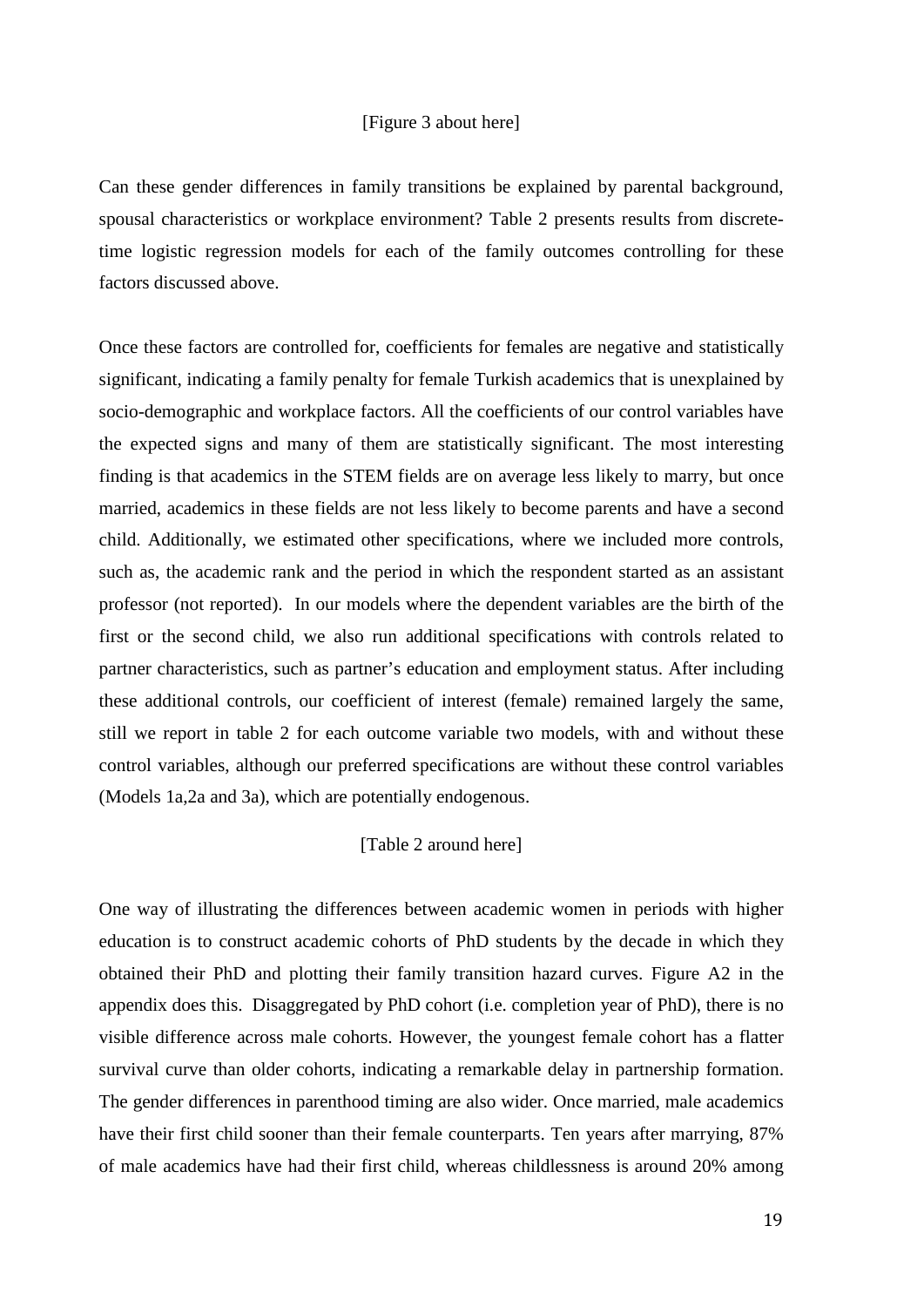[Figure 3 about here]

Can these gender differences in family transitions be explained by parental background, spousal characteristics or workplace environment? Table 2 presents results from discrete-time logistic regression models for each of the family outcomes controlling for these factors discussed above.

Once these factors are controlled for, coefficients for females are negative and statistically significant, indicating a family penalty for female Turkish academics that is unexplained by socio-demographic and workplace factors. All the coefficients of our control variables have the expected signs and many of them are statistically significant. The most interesting finding is that academics in the STEM fields are on average less likely to marry, but once married, academics in these fields are not less likely to become parents and have a second child. Additionally, we estimated other specifications, where we included more controls, such as, the academic rank and the period in which the respondent started as an assistant professor (not reported). In our models where the dependent variables are the birth of the first or the second child, we also run additional specifications with controls related to partner characteristics, such as partner's education and employment status. After including these additional controls, our coefficient of interest (female) remained largely the same, still we report in table 2 for each outcome variable two models, with and without these control variables, although our preferred specifications are without these control variables (Models 1a,2a and 3a), which are potentially endogenous.

[Table 2 around here]

One way of illustrating the differences between academic women in periods with higher education is to construct academic cohorts of PhD students by the decade in which they obtained their PhD and plotting their family transition hazard curves. Figure A2 in the appendix does this. Disaggregated by PhD cohort (i.e. completion year of PhD), there is no visible difference across male cohorts. However, the youngest female cohort has a flatter survival curve than older cohorts, indicating a remarkable delay in partnership formation. The gender differences in parenthood timing are also wider. Once married, male academics have their first child sooner than their female counterparts. Ten years after marrying, 87% of male academics have had their first child, whereas childlessness is around 20% among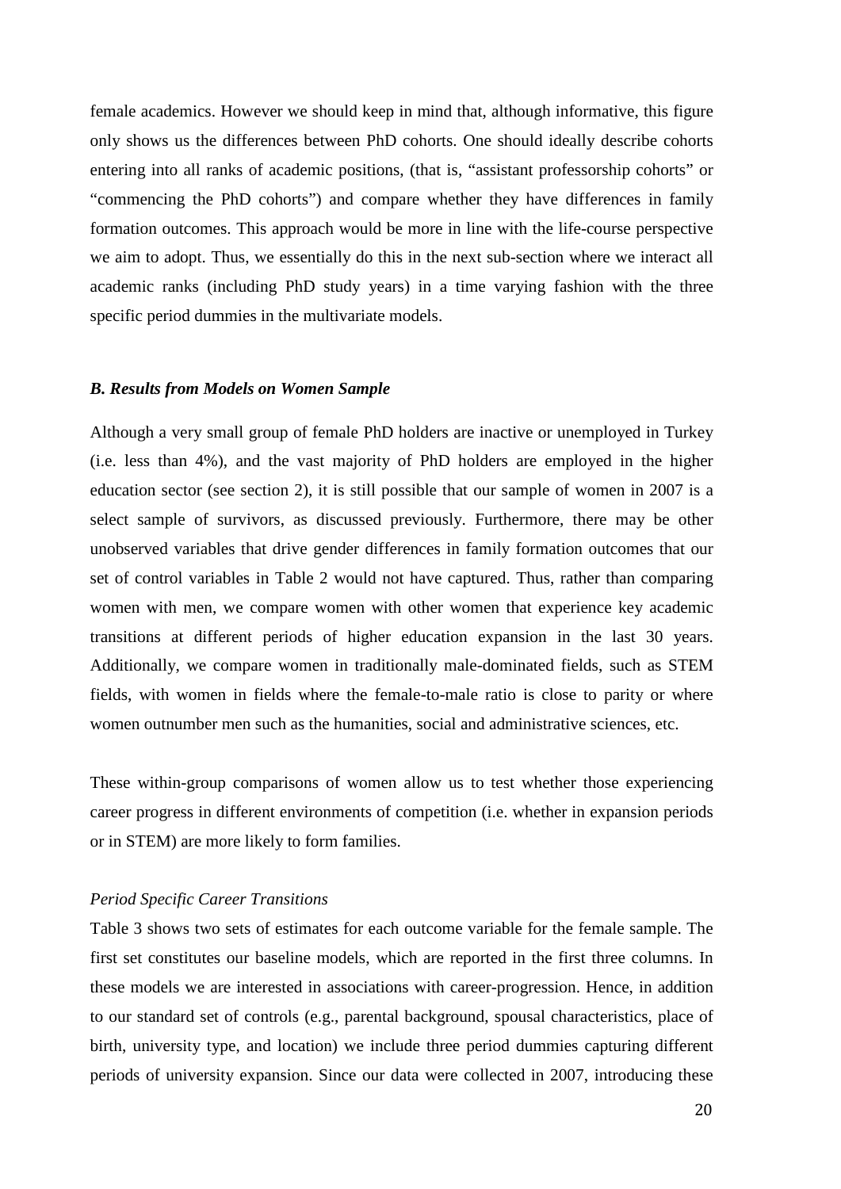female academics. However we should keep in mind that, although informative, this figure only shows us the differences between PhD cohorts. One should ideally describe cohorts entering into all ranks of academic positions, (that is, "assistant professorship cohorts" or "commencing the PhD cohorts") and compare whether they have differences in family formation outcomes. This approach would be more in line with the life-course perspective we aim to adopt. Thus, we essentially do this in the next sub-section where we interact all academic ranks (including PhD study years) in a time varying fashion with the three specific period dummies in the multivariate models.

### *B. Results from Models on Women Sample*

Although a very small group of female PhD holders are inactive or unemployed in Turkey (i.e. less than 4%), and the vast majority of PhD holders are employed in the higher education sector (see section 2), it is still possible that our sample of women in 2007 is a select sample of survivors, as discussed previously. Furthermore, there may be other unobserved variables that drive gender differences in family formation outcomes that our set of control variables in Table 2 would not have captured. Thus, rather than comparing women with men, we compare women with other women that experience key academic transitions at different periods of higher education expansion in the last 30 years. Additionally, we compare women in traditionally male-dominated fields, such as STEM fields, with women in fields where the female-to-male ratio is close to parity or where women outnumber men such as the humanities, social and administrative sciences, etc.

These within-group comparisons of women allow us to test whether those experiencing career progress in different environments of competition (i.e. whether in expansion periods or in STEM) are more likely to form families.

*Period Specific Career Transitions*

Table 3 shows two sets of estimates for each outcome variable for the female sample. The first set constitutes our baseline models, which are reported in the first three columns. In these models we are interested in associations with career-progression. Hence, in addition to our standard set of controls (e.g., parental background, spousal characteristics, place of birth, university type, and location) we include three period dummies capturing different periods of university expansion. Since our data were collected in 2007, introducing these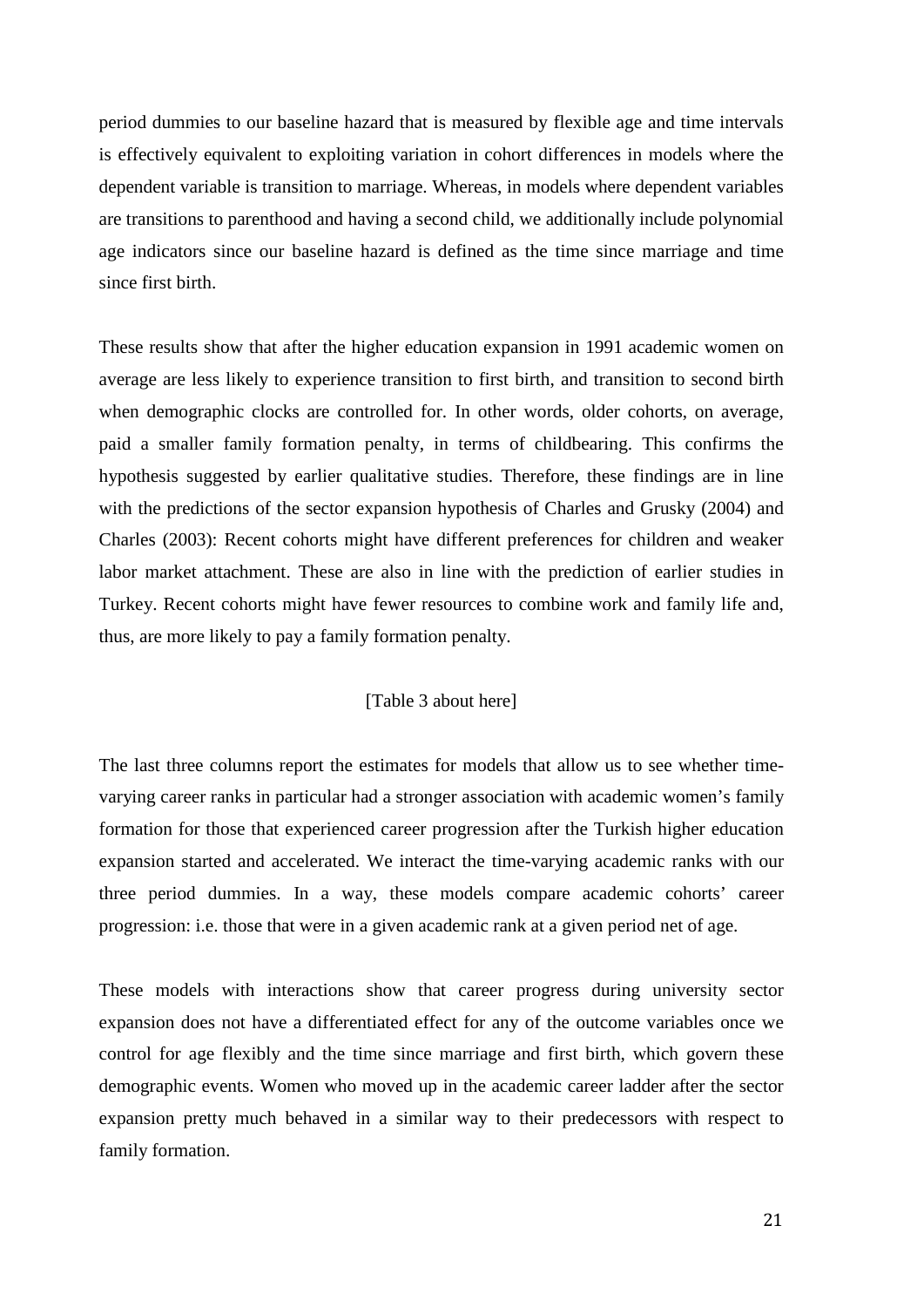period dummies to our baseline hazard that is measured by flexible age and time intervals is effectively equivalent to exploiting variation in cohort differences in models where the dependent variable is transition to marriage. Whereas, in models where dependent variables are transitions to parenthood and having a second child, we additionally include polynomial age indicators since our baseline hazard is defined as the time since marriage and time since first birth.

These results show that after the higher education expansion in 1991 academic women on average are less likely to experience transition to first birth, and transition to second birth when demographic clocks are controlled for. In other words, older cohorts, on average, paid a smaller family formation penalty, in terms of childbearing. This confirms the hypothesis suggested by earlier qualitative studies. Therefore, these findings are in line with the predictions of the sector expansion hypothesis of Charles and Grusky (2004) and Charles (2003): Recent cohorts might have different preferences for children and weaker labor market attachment. These are also in line with the prediction of earlier studies in Turkey. Recent cohorts might have fewer resources to combine work and family life and, thus, are more likely to pay a family formation penalty.

[Table 3 about here]

The last three columns report the estimates for models that allow us to see whether time-varying career ranks in particular had a stronger association with academic women's family formation for those that experienced career progression after the Turkish higher education expansion started and accelerated. We interact the time-varying academic ranks with our three period dummies. In a way, these models compare academic cohorts' career progression: i.e. those that were in a given academic rank at a given period net of age.

These models with interactions show that career progress during university sector expansion does not have a differentiated effect for any of the outcome variables once we control for age flexibly and the time since marriage and first birth, which govern these demographic events. Women who moved up in the academic career ladder after the sector expansion pretty much behaved in a similar way to their predecessors with respect to family formation.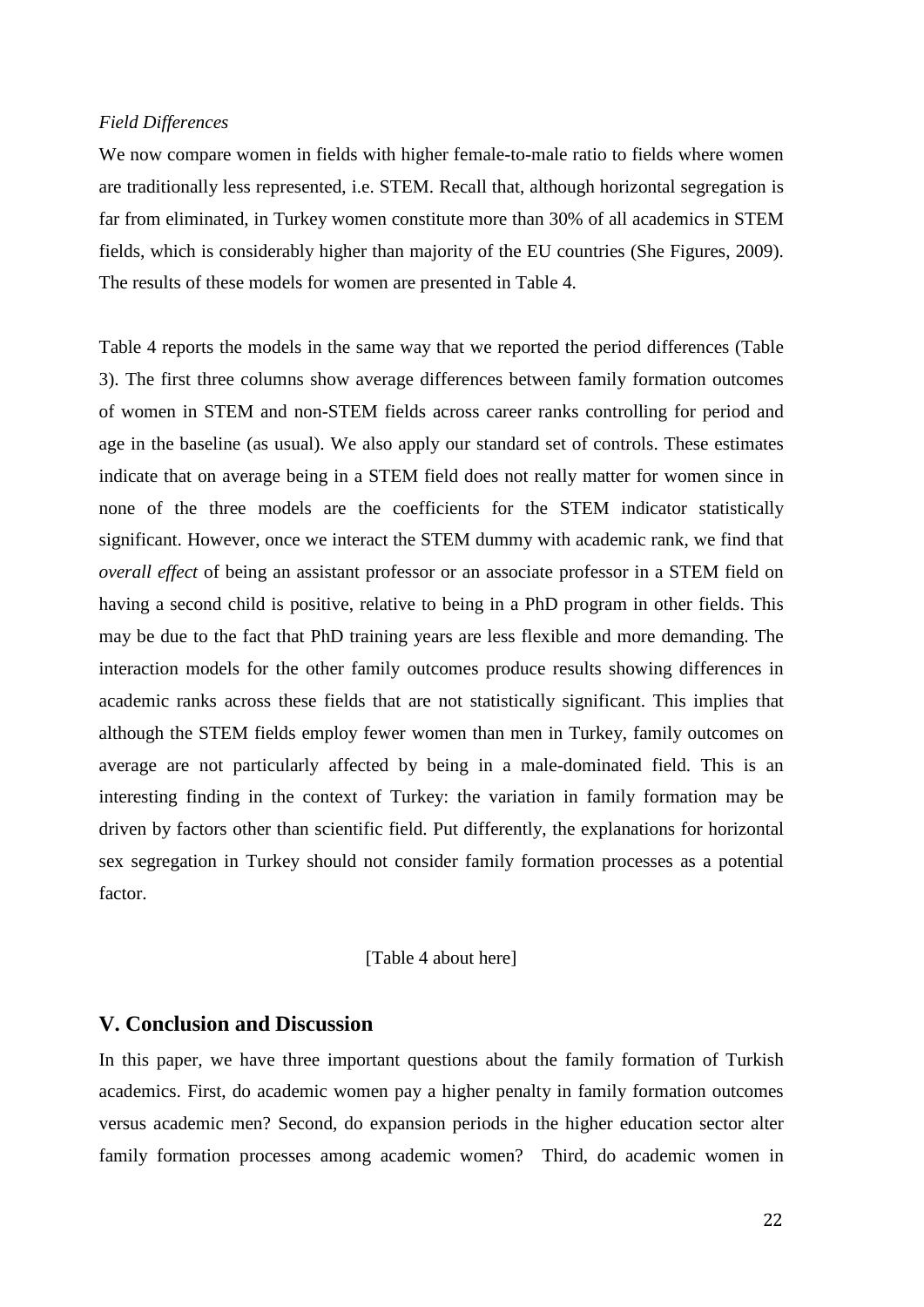*Field Differences*

We now compare women in fields with higher female-to-male ratio to fields where women are traditionally less represented, i.e. STEM. Recall that, although horizontal segregation is far from eliminated, in Turkey women constitute more than 30% of all academics in STEM fields, which is considerably higher than majority of the EU countries (She Figures, 2009). The results of these models for women are presented in Table 4.

Table 4 reports the models in the same way that we reported the period differences (Table 3). The first three columns show average differences between family formation outcomes of women in STEM and non-STEM fields across career ranks controlling for period and age in the baseline (as usual). We also apply our standard set of controls. These estimates indicate that on average being in a STEM field does not really matter for women since in none of the three models are the coefficients for the STEM indicator statistically significant. However, once we interact the STEM dummy with academic rank, we find that *overall effect* of being an assistant professor or an associate professor in a STEM field on having a second child is positive, relative to being in a PhD program in other fields. This may be due to the fact that PhD training years are less flexible and more demanding. The interaction models for the other family outcomes produce results showing differences in academic ranks across these fields that are not statistically significant. This implies that although the STEM fields employ fewer women than men in Turkey, family outcomes on average are not particularly affected by being in a male-dominated field. This is an interesting finding in the context of Turkey: the variation in family formation may be driven by factors other than scientific field. Put differently, the explanations for horizontal sex segregation in Turkey should not consider family formation processes as a potential factor.

[Table 4 about here]

## V. Conclusion and Discussion

In this paper, we have three important questions about the family formation of Turkish academics. First, do academic women pay a higher penalty in family formation outcomes versus academic men? Second, do expansion periods in the higher education sector alter family formation processes among academic women? Third, do academic women in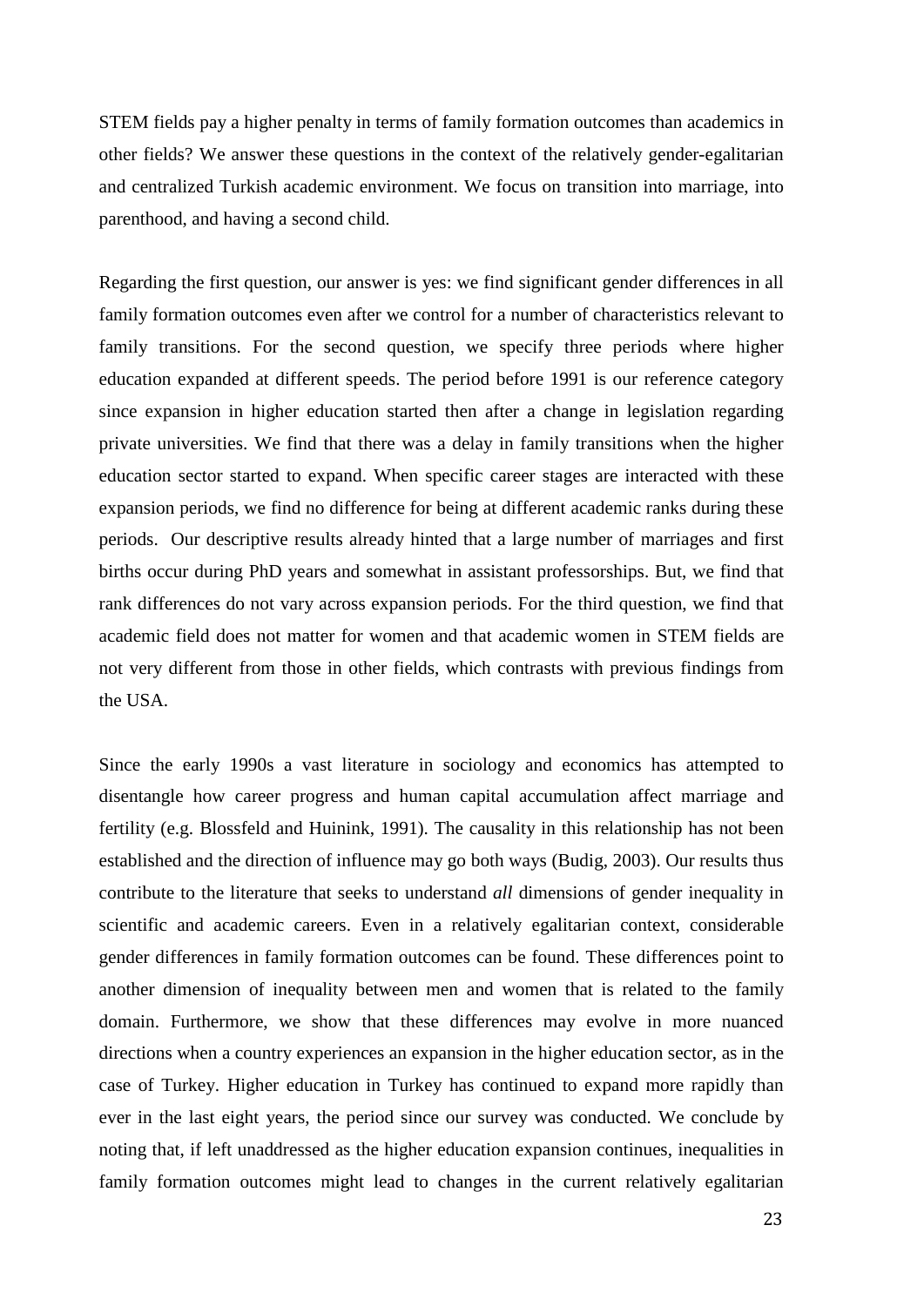STEM fields pay a higher penalty in terms of family formation outcomes than academics in other fields? We answer these questions in the context of the relatively gender-egalitarian and centralized Turkish academic environment. We focus on transition into marriage, into parenthood, and having a second child.

Regarding the first question, our answer is yes: we find significant gender differences in all family formation outcomes even after we control for a number of characteristics relevant to family transitions. For the second question, we specify three periods where higher education expanded at different speeds. The period before 1991 is our reference category since expansion in higher education started then after a change in legislation regarding private universities. We find that there was a delay in family transitions when the higher education sector started to expand. When specific career stages are interacted with these expansion periods, we find no difference for being at different academic ranks during these periods. Our descriptive results already hinted that a large number of marriages and first births occur during PhD years and somewhat in assistant professorships. But, we find that rank differences do not vary across expansion periods. For the third question, we find that academic field does not matter for women and that academic women in STEM fields are not very different from those in other fields, which contrasts with previous findings from the USA.

Since the early 1990s a vast literature in sociology and economics has attempted to disentangle how career progress and human capital accumulation affect marriage and fertility (e.g. Blossfeld and Huinink, 1991). The causality in this relationship has not been established and the direction of influence may go both ways (Budig, 2003). Our results thus contribute to the literature that seeks to understand *all* dimensions of gender inequality in scientific and academic careers. Even in a relatively egalitarian context, considerable gender differences in family formation outcomes can be found. These differences point to another dimension of inequality between men and women that is related to the family domain. Furthermore, we show that these differences may evolve in more nuanced directions when a country experiences an expansion in the higher education sector, as in the case of Turkey. Higher education in Turkey has continued to expand more rapidly than ever in the last eight years, the period since our survey was conducted. We conclude by noting that, if left unaddressed as the higher education expansion continues, inequalities in family formation outcomes might lead to changes in the current relatively egalitarian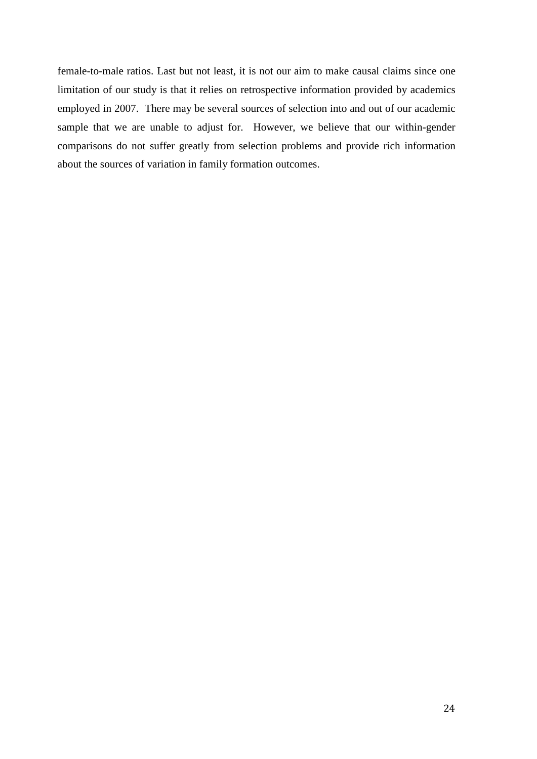female-to-male ratios. Last but not least, it is not our aim to make causal claims since one limitation of our study is that it relies on retrospective information provided by academics employed in 2007. There may be several sources of selection into and out of our academic sample that we are unable to adjust for. However, we believe that our within-gender comparisons do not suffer greatly from selection problems and provide rich information about the sources of variation in family formation outcomes.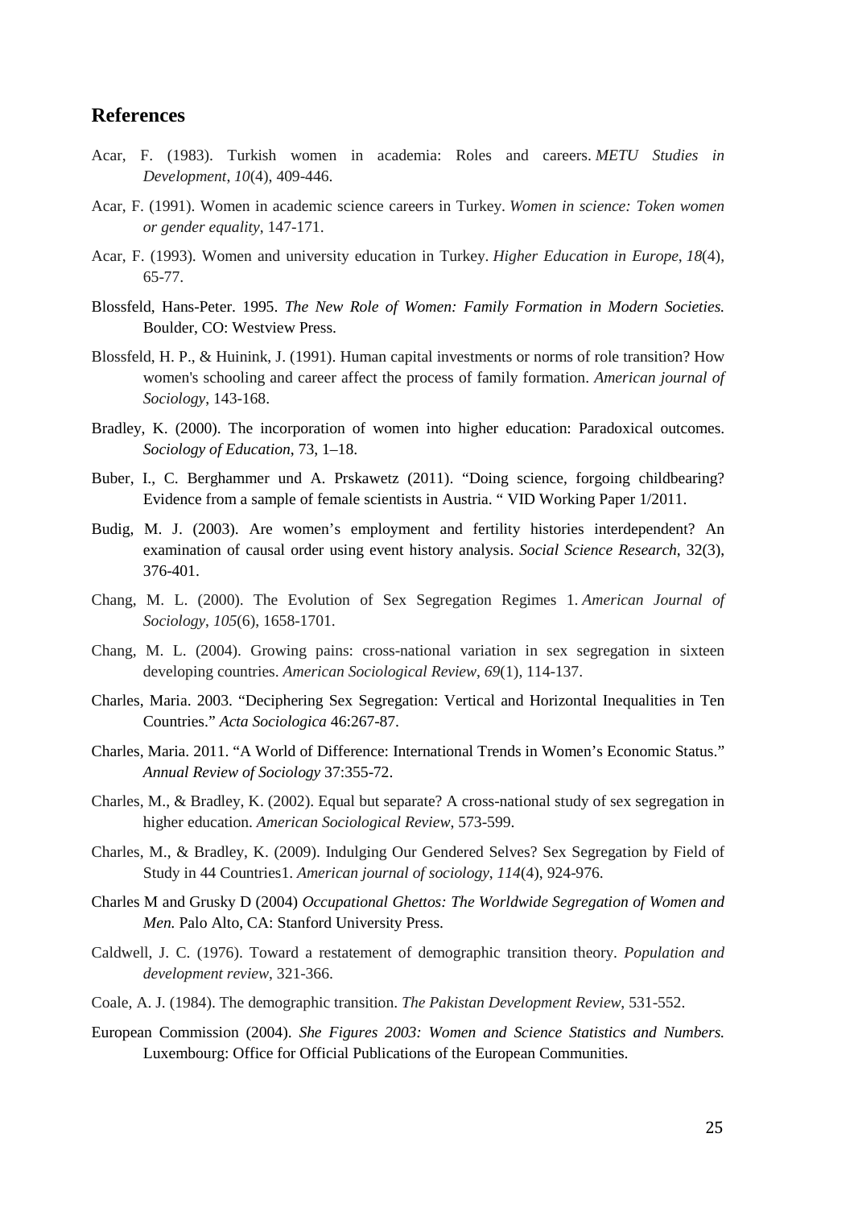## References

Acar, F. (1983). Turkish women in academia: Roles and careers. *METU Studies in Development*, *10*(4), 409-446.

Acar, F. (1991). Women in academic science careers in Turkey. *Women in science: Token women or gender equality*, 147-171.

Acar, F. (1993). Women and university education in Turkey. *Higher Education in Europe*, *18*(4), 65-77.

Blossfeld, Hans-Peter. 1995. *The New Role of Women: Family Formation in Modern Societies.* Boulder, CO: Westview Press.

Blossfeld, H. P., & Huinink, J. (1991). Human capital investments or norms of role transition? How women's schooling and career affect the process of family formation. *American journal of Sociology*, 143-168.

Bradley, K. (2000). The incorporation of women into higher education: Paradoxical outcomes. *Sociology of Education*, 73, 1–18.

Buber, I., C. Berghammer und A. Prskawetz (2011). "Doing science, forgoing childbearing? Evidence from a sample of female scientists in Austria. " VID Working Paper 1/2011.

Budig, M. J. (2003). Are women's employment and fertility histories interdependent? An examination of causal order using event history analysis. *Social Science Research*, 32(3), 376-401.

Chang, M. L. (2000). The Evolution of Sex Segregation Regimes 1. *American Journal of Sociology*, *105*(6), 1658-1701.

Chang, M. L. (2004). Growing pains: cross-national variation in sex segregation in sixteen developing countries. *American Sociological Review*, *69*(1), 114-137.

Charles, Maria. 2003. "Deciphering Sex Segregation: Vertical and Horizontal Inequalities in Ten Countries." *Acta Sociologica* 46:267-87.

Charles, Maria. 2011. "A World of Difference: International Trends in Women's Economic Status." *Annual Review of Sociology* 37:355-72.

Charles, M., & Bradley, K. (2002). Equal but separate? A cross-national study of sex segregation in higher education. *American Sociological Review*, 573-599.

Charles, M., & Bradley, K. (2009). Indulging Our Gendered Selves? Sex Segregation by Field of Study in 44 Countries1. *American journal of sociology*, *114*(4), 924-976.

Charles M and Grusky D (2004) *Occupational Ghettos: The Worldwide Segregation of Women and Men.* Palo Alto, CA: Stanford University Press.

Caldwell, J. C. (1976). Toward a restatement of demographic transition theory. *Population and development review*, 321-366.

Coale, A. J. (1984). The demographic transition. *The Pakistan Development Review*, 531-552.

European Commission (2004). *She Figures 2003: Women and Science Statistics and Numbers.* Luxembourg: Office for Official Publications of the European Communities.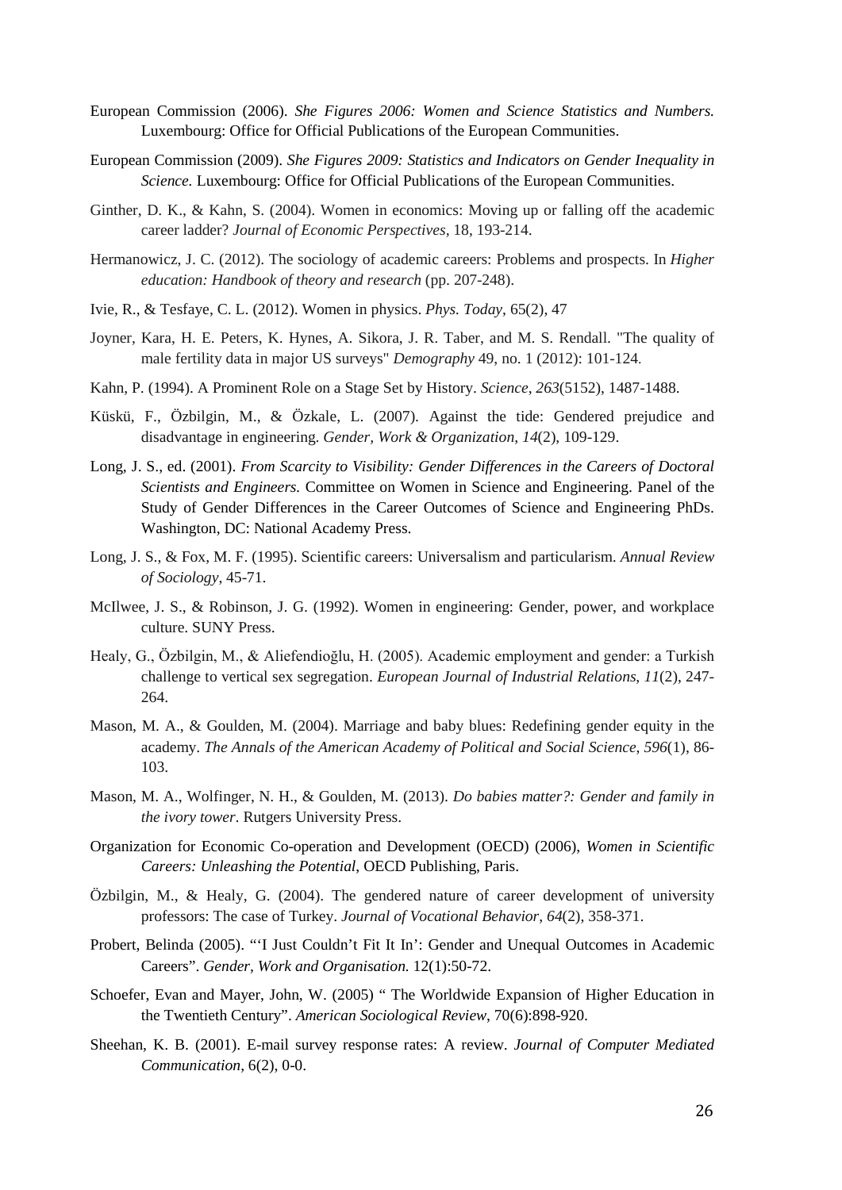European Commission (2006). *She Figures 2006: Women and Science Statistics and Numbers.* Luxembourg: Office for Official Publications of the European Communities.

European Commission (2009). *She Figures 2009: Statistics and Indicators on Gender Inequality in Science.* Luxembourg: Office for Official Publications of the European Communities.

Ginther, D. K., & Kahn, S. (2004). Women in economics: Moving up or falling off the academic career ladder? *Journal of Economic Perspectives*, 18, 193-214.

Hermanowicz, J. C. (2012). The sociology of academic careers: Problems and prospects. In *Higher education: Handbook of theory and research* (pp. 207-248).

Ivie, R., & Tesfaye, C. L. (2012). Women in physics. *Phys. Today*, 65(2), 47

Joyner, Kara, H. E. Peters, K. Hynes, A. Sikora, J. R. Taber, and M. S. Rendall. "The quality of male fertility data in major US surveys" *Demography* 49, no. 1 (2012): 101-124.

Kahn, P. (1994). A Prominent Role on a Stage Set by History. *Science*, *263*(5152), 1487-1488.

Küskü, F., Özbilgin, M., & Özkale, L. (2007). Against the tide: Gendered prejudice and disadvantage in engineering. *Gender, Work & Organization*, *14*(2), 109-129.

Long, J. S., ed. (2001). *From Scarcity to Visibility: Gender Differences in the Careers of Doctoral Scientists and Engineers.* Committee on Women in Science and Engineering. Panel of the Study of Gender Differences in the Career Outcomes of Science and Engineering PhDs. Washington, DC: National Academy Press.

Long, J. S., & Fox, M. F. (1995). Scientific careers: Universalism and particularism. *Annual Review of Sociology*, 45-71.

McIlwee, J. S., & Robinson, J. G. (1992). Women in engineering: Gender, power, and workplace culture. SUNY Press.

Healy, G., Özbilgin, M., & Aliefendioğlu, H. (2005). Academic employment and gender: a Turkish challenge to vertical sex segregation. *European Journal of Industrial Relations*, *11*(2), 247-264.

Mason, M. A., & Goulden, M. (2004). Marriage and baby blues: Redefining gender equity in the academy. *The Annals of the American Academy of Political and Social Science*, *596*(1), 86-103.

Mason, M. A., Wolfinger, N. H., & Goulden, M. (2013). *Do babies matter?: Gender and family in the ivory tower*. Rutgers University Press.

Organization for Economic Co-operation and Development (OECD) (2006), *Women in Scientific Careers: Unleashing the Potential*, OECD Publishing, Paris.

Özbilgin, M., & Healy, G. (2004). The gendered nature of career development of university professors: The case of Turkey. *Journal of Vocational Behavior*, *64*(2), 358-371.

Probert, Belinda (2005). "'I Just Couldn't Fit It In': Gender and Unequal Outcomes in Academic Careers". *Gender, Work and Organisation.* 12(1):50-72.

Schoefer, Evan and Mayer, John, W. (2005) " The Worldwide Expansion of Higher Education in the Twentieth Century". *American Sociological Review*, 70(6):898-920.

Sheehan, K. B. (2001). E-mail survey response rates: A review. *Journal of Computer Mediated Communication*, 6(2), 0-0.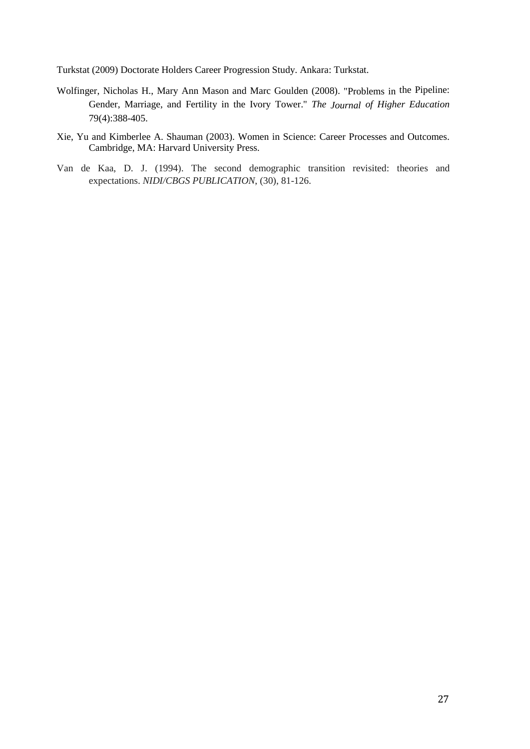Turkstat (2009) Doctorate Holders Career Progression Study. Ankara: Turkstat.

Wolfinger, Nicholas H., Mary Ann Mason and Marc Goulden (2008). "Problems in the Pipeline: Gender, Marriage, and Fertility in the Ivory Tower." *The Journal of Higher Education* 79(4):388-405.

Xie, Yu and Kimberlee A. Shauman (2003). Women in Science: Career Processes and Outcomes. Cambridge, MA: Harvard University Press.

Van de Kaa, D. J. (1994). The second demographic transition revisited: theories and expectations. *NIDI/CBGS PUBLICATION*, (30), 81-126.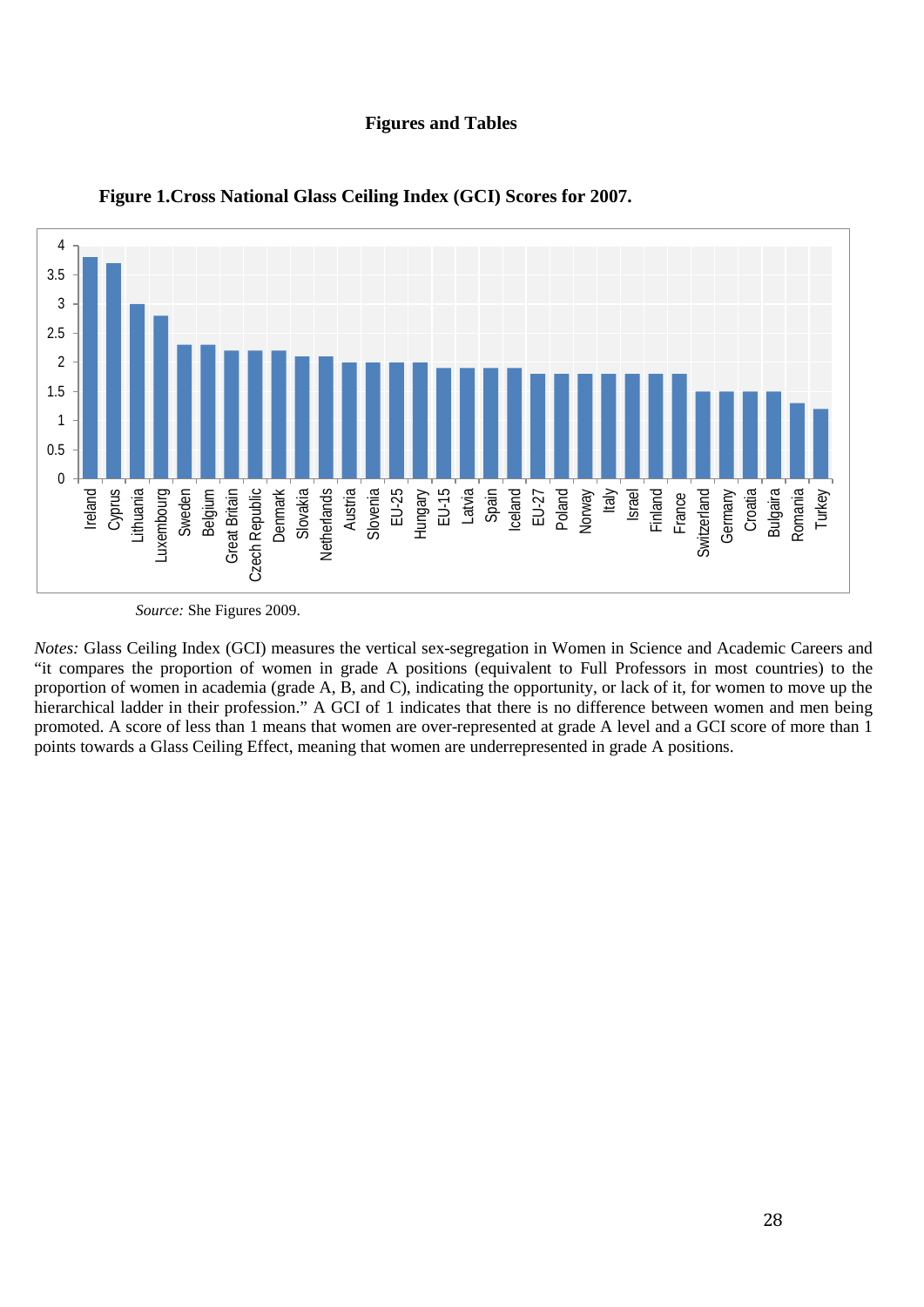### Figures and Tables

**Figure 1.Cross National Glass Ceiling Index (GCI) Scores for 2007.**

*Source:* She Figures 2009.

*Notes:* Glass Ceiling Index (GCI) measures the vertical sex-segregation in Women in Science and Academic Careers and "it compares the proportion of women in grade A positions (equivalent to Full Professors in most countries) to the proportion of women in academia (grade A, B, and C), indicating the opportunity, or lack of it, for women to move up the hierarchical ladder in their profession." A GCI of 1 indicates that there is no difference between women and men being promoted. A score of less than 1 means that women are over-represented at grade A level and a GCI score of more than 1 points towards a Glass Ceiling Effect, meaning that women are underrepresented in grade A positions.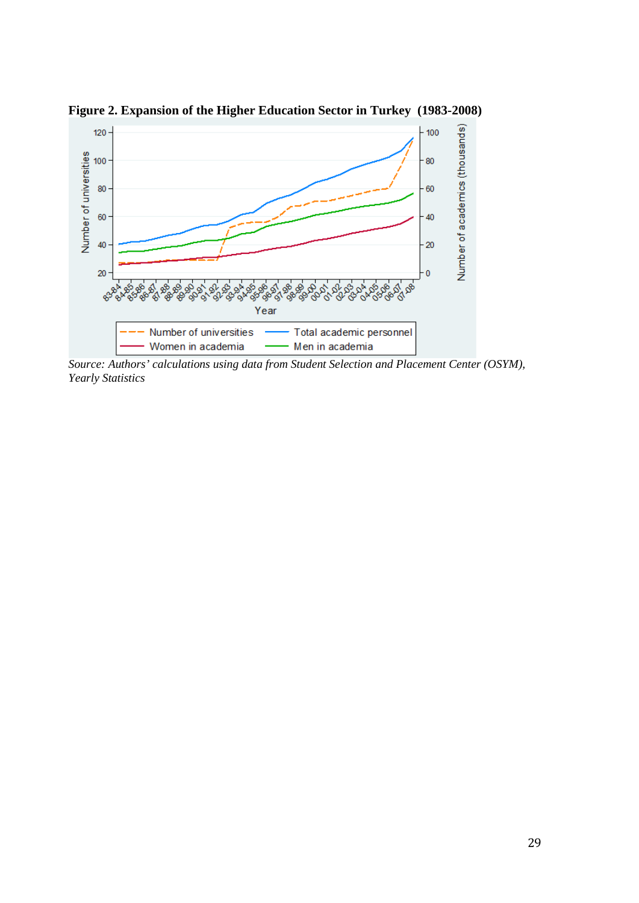**Figure 2. Expansion of the Higher Education Sector in Turkey (1983-2008)**

*Source: Authors' calculations using data from Student Selection and Placement Center (OSYM), Yearly Statistics*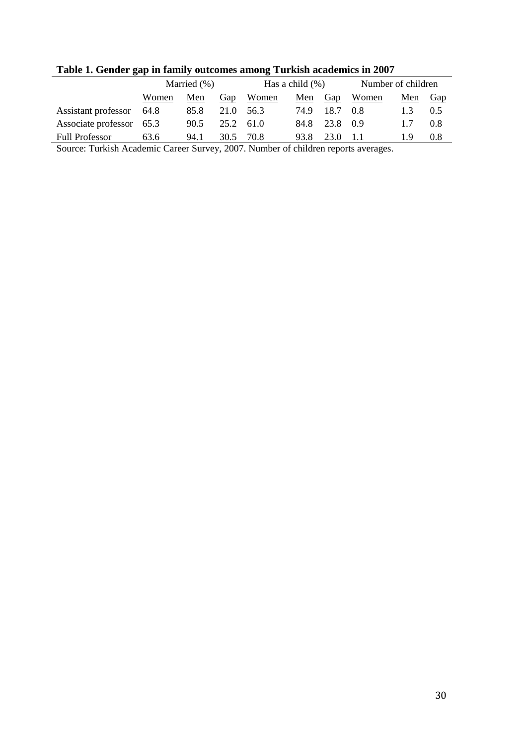**Table 1. Gender gap in family outcomes among Turkish academics in 2007**

| | Married (%) | | | Has a child (%) | | | Number of children | | |
|---|---|---|---|---|---|---|---|---|---|
| | Women | Men | Gap | Women | Men | Gap | Women | Men | Gap |
| Assistant professor | 64.8 | 85.8 | 21.0 | 56.3 | 74.9 | 18.7 | 0.8 | 1.3 | 0.5 |
| Associate professor | 65.3 | 90.5 | 25.2 | 61.0 | 84.8 | 23.8 | 0.9 | 1.7 | 0.8 |
| Full Professor | 63.6 | 94.1 | 30.5 | 70.8 | 93.8 | 23.0 | 1.1 | 1.9 | 0.8 |

Source: Turkish Academic Career Survey, 2007. Number of children reports averages.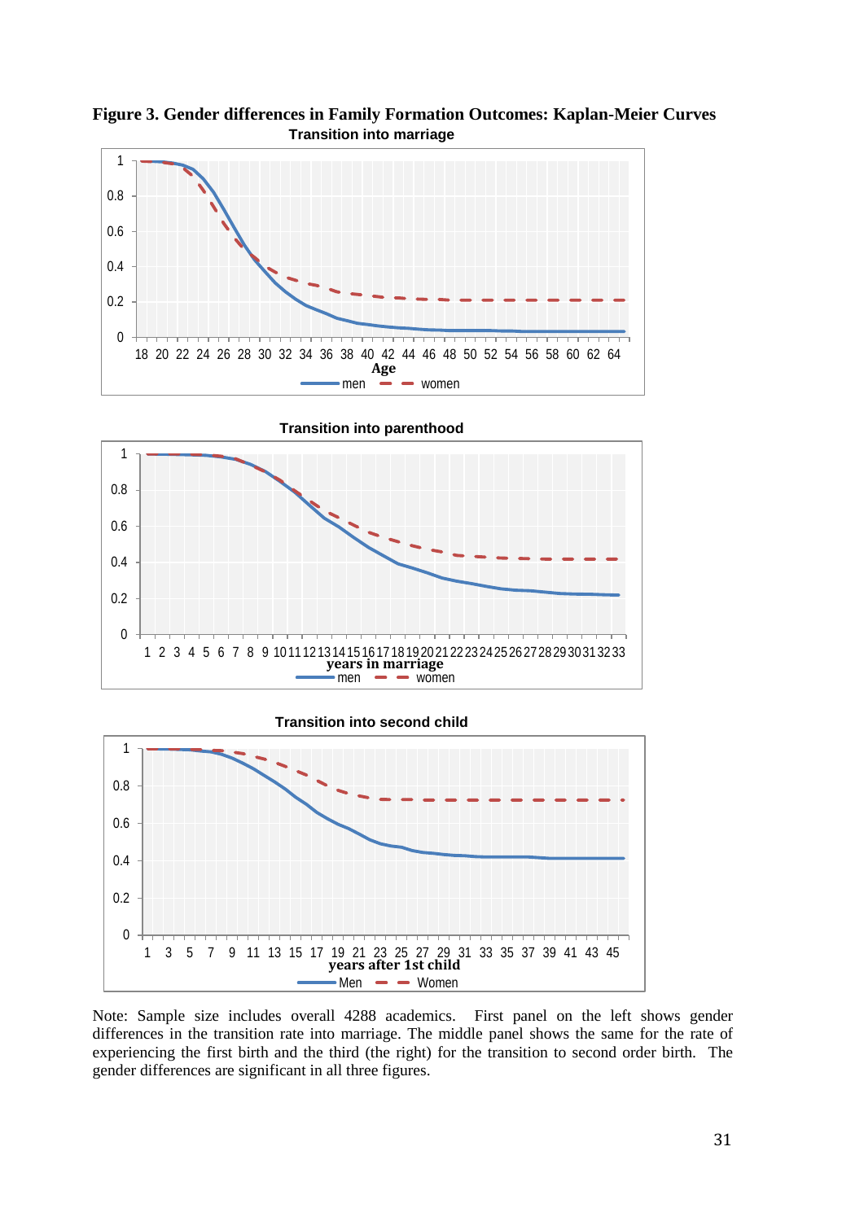**Figure 3. Gender differences in Family Formation Outcomes: Kaplan-Meier Curves**

**Transition into marriage**

**Transition into parenthood**

**Transition into second child**

Note: Sample size includes overall 4288 academics. First panel on the left shows gender differences in the transition rate into marriage. The middle panel shows the same for the rate of experiencing the first birth and the third (the right) for the transition to second order birth. The gender differences are significant in all three figures.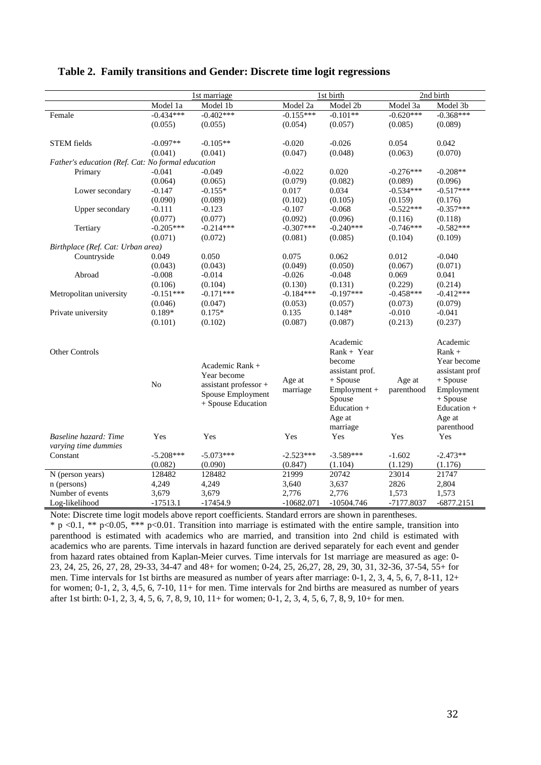**Table 2. Family transitions and Gender: Discrete time logit regressions**

| | 1st marriage | | 1st birth | | 2nd birth | |
|---|---|---|---|---|---|---|
| | Model 1a | Model 1b | Model 2a | Model 2b | Model 3a | Model 3b |
| Female | -0.434*** | -0.402*** | -0.155*** | -0.101** | -0.620*** | -0.368*** |
| | (0.055) | (0.055) | (0.054) | (0.057) | (0.085) | (0.089) |
| STEM fields | -0.097** | -0.105** | -0.020 | -0.026 | 0.054 | 0.042 |
| | (0.041) | (0.041) | (0.047) | (0.048) | (0.063) | (0.070) |
| *Father's education (Ref. Cat: No formal education* | | | | | | |
| Primary | -0.041 | -0.049 | -0.022 | 0.020 | -0.276*** | -0.208** |
| | (0.064) | (0.065) | (0.079) | (0.082) | (0.089) | (0.096) |
| Lower secondary | -0.147 | -0.155* | 0.017 | 0.034 | -0.534*** | -0.517*** |
| | (0.090) | (0.089) | (0.102) | (0.105) | (0.159) | (0.176) |
| Upper secondary | -0.111 | -0.123 | -0.107 | -0.068 | -0.522*** | -0.357*** |
| | (0.077) | (0.077) | (0.092) | (0.096) | (0.116) | (0.118) |
| Tertiary | -0.205*** | -0.214*** | -0.307*** | -0.240*** | -0.746*** | -0.582*** |
| | (0.071) | (0.072) | (0.081) | (0.085) | (0.104) | (0.109) |
| *Birthplace (Ref. Cat: Urban area)* | | | | | | |
| Countryside | 0.049 | 0.050 | 0.075 | 0.062 | 0.012 | -0.040 |
| | (0.043) | (0.043) | (0.049) | (0.050) | (0.067) | (0.071) |
| Abroad | -0.008 | -0.014 | -0.026 | -0.048 | 0.069 | 0.041 |
| | (0.106) | (0.104) | (0.130) | (0.131) | (0.229) | (0.214) |
| Metropolitan university | -0.151*** | -0.171*** | -0.184*** | -0.197*** | -0.458*** | -0.412*** |
| | (0.046) | (0.047) | (0.053) | (0.057) | (0.073) | (0.079) |
| Private university | 0.189* | 0.175* | 0.135 | 0.148* | -0.010 | -0.041 |
| | (0.101) | (0.102) | (0.087) | (0.087) | (0.213) | (0.237) |
| Other Controls | No | Academic Rank + Year become assistant professor + Spouse Employment + Spouse Education | Age at marriage | Academic Rank + Year become assistant prof. + Spouse Employment + Spouse Education + Age at marriage | Age at parenthood | Academic Rank + Year become assistant prof + Spouse Employment + Spouse Education + Age at parenthood |
| *Baseline hazard: Time varying time dummies* | Yes | Yes | Yes | Yes | Yes | Yes |
| Constant | -5.208*** | -5.073*** | -2.523*** | -3.589*** | -1.602 | -2.473** |
| | (0.082) | (0.090) | (0.847) | (1.104) | (1.129) | (1.176) |
| N (person years) | 128482 | 128482 | 21999 | 20742 | 23014 | 21747 |
| n (persons) | 4,249 | 4,249 | 3,640 | 3,637 | 2826 | 2,804 |
| Number of events | 3,679 | 3,679 | 2,776 | 2,776 | 1,573 | 1,573 |
| Log-likelihood | -17513.1 | -17454.9 | -10682.071 | -10504.746 | -7177.8037 | -6877.2151 |

Note: Discrete time logit models above report coefficients. Standard errors are shown in parentheses.
* p <0.1, ** p<0.05, *** p<0.01. Transition into marriage is estimated with the entire sample, transition into parenthood is estimated with academics who are married, and transition into 2nd child is estimated with academics who are parents. Time intervals in hazard function are derived separately for each event and gender from hazard rates obtained from Kaplan-Meier curves. Time intervals for 1st marriage are measured as age: 0-23, 24, 25, 26, 27, 28, 29-33, 34-47 and 48+ for women; 0-24, 25, 26,27, 28, 29, 30, 31, 32-36, 37-54, 55+ for men. Time intervals for 1st births are measured as number of years after marriage: 0-1, 2, 3, 4, 5, 6, 7, 8-11, 12+ for women; 0-1, 2, 3, 4,5, 6, 7-10, 11+ for men. Time intervals for 2nd births are measured as number of years after 1st birth: 0-1, 2, 3, 4, 5, 6, 7, 8, 9, 10, 11+ for women; 0-1, 2, 3, 4, 5, 6, 7, 8, 9, 10+ for men.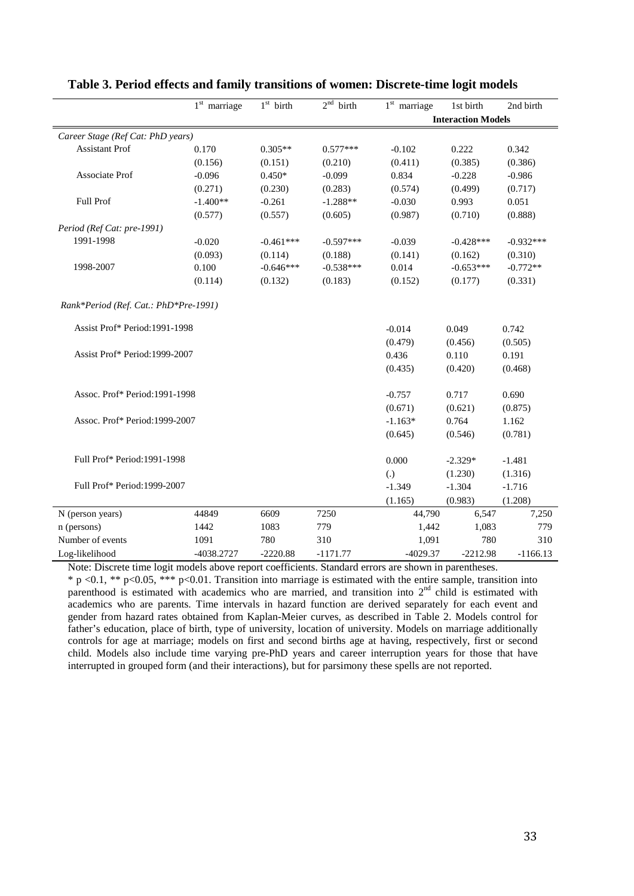## Table 3. Period effects and family transitions of women: Discrete-time logit models

| | 1st marriage | 1st birth | 2nd birth | 1st marriage | 1st birth | 2nd birth |
|---|---|---|---|---|---|---|
| | | | | **Interaction Models** | | |
| *Career Stage (Ref Cat: PhD years)* | | | | | | |
| Assistant Prof | 0.170 | 0.305** | 0.577*** | -0.102 | 0.222 | 0.342 |
| | (0.156) | (0.151) | (0.210) | (0.411) | (0.385) | (0.386) |
| Associate Prof | -0.096 | 0.450* | -0.099 | 0.834 | -0.228 | -0.986 |
| | (0.271) | (0.230) | (0.283) | (0.574) | (0.499) | (0.717) |
| Full Prof | -1.400** | -0.261 | -1.288** | -0.030 | 0.993 | 0.051 |
| | (0.577) | (0.557) | (0.605) | (0.987) | (0.710) | (0.888) |
| *Period (Ref Cat: pre-1991)* | | | | | | |
| 1991-1998 | -0.020 | -0.461*** | -0.597*** | -0.039 | -0.428*** | -0.932*** |
| | (0.093) | (0.114) | (0.188) | (0.141) | (0.162) | (0.310) |
| 1998-2007 | 0.100 | -0.646*** | -0.538*** | 0.014 | -0.653*** | -0.772** |
| | (0.114) | (0.132) | (0.183) | (0.152) | (0.177) | (0.331) |
| *Rank*Period (Ref. Cat.: PhD*Pre-1991)* | | | | | | |
| Assist Prof* Period:1991-1998 | | | | -0.014 | 0.049 | 0.742 |
| | | | | (0.479) | (0.456) | (0.505) |
| Assist Prof* Period:1999-2007 | | | | 0.436 | 0.110 | 0.191 |
| | | | | (0.435) | (0.420) | (0.468) |
| Assoc. Prof* Period:1991-1998 | | | | -0.757 | 0.717 | 0.690 |
| | | | | (0.671) | (0.621) | (0.875) |
| Assoc. Prof* Period:1999-2007 | | | | -1.163* | 0.764 | 1.162 |
| | | | | (0.645) | (0.546) | (0.781) |
| Full Prof* Period:1991-1998 | | | | 0.000 | -2.329* | -1.481 |
| | | | | (.) | (1.230) | (1.316) |
| Full Prof* Period:1999-2007 | | | | -1.349 | -1.304 | -1.716 |
| | | | | (1.165) | (0.983) | (1.208) |
| N (person years) | 44849 | 6609 | 7250 | 44,790 | 6,547 | 7,250 |
| n (persons) | 1442 | 1083 | 779 | 1,442 | 1,083 | 779 |
| Number of events | 1091 | 780 | 310 | 1,091 | 780 | 310 |
| Log-likelihood | -4038.2727 | -2220.88 | -1171.77 | -4029.37 | -2212.98 | -1166.13 |

Note: Discrete time logit models above report coefficients. Standard errors are shown in parentheses.
* p <0.1, ** p<0.05, *** p<0.01. Transition into marriage is estimated with the entire sample, transition into parenthood is estimated with academics who are married, and transition into 2nd child is estimated with academics who are parents. Time intervals in hazard function are derived separately for each event and gender from hazard rates obtained from Kaplan-Meier curves, as described in Table 2. Models control for father's education, place of birth, type of university, location of university. Models on marriage additionally controls for age at marriage; models on first and second births age at having, respectively, first or second child. Models also include time varying pre-PhD years and career interruption years for those that have interrupted in grouped form (and their interactions), but for parsimony these spells are not reported.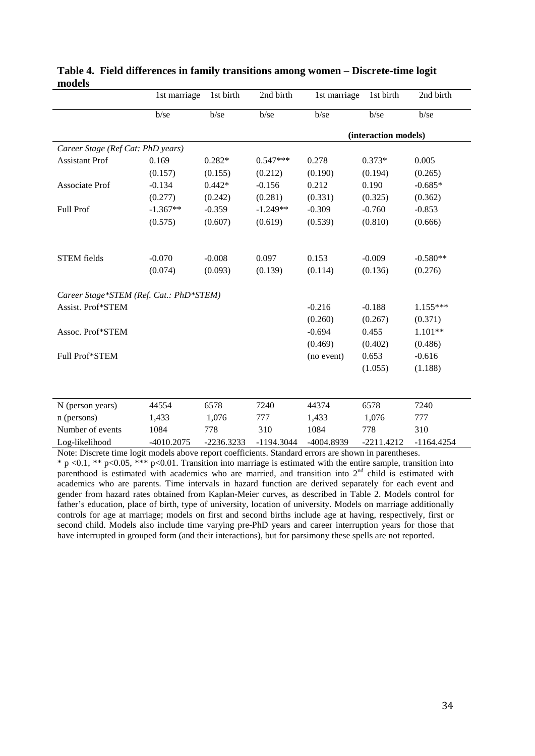**Table 4. Field differences in family transitions among women – Discrete-time logit models**

| | 1st marriage | 1st birth | 2nd birth | 1st marriage | 1st birth | 2nd birth |
|---|---|---|---|---|---|---|
| | b/se | b/se | b/se | b/se | b/se | b/se |
| | | | | (interaction models) | | |
| *Career Stage (Ref Cat: PhD years)* | | | | | | |
| Assistant Prof | 0.169 | 0.282* | 0.547*** | 0.278 | 0.373* | 0.005 |
| | (0.157) | (0.155) | (0.212) | (0.190) | (0.194) | (0.265) |
| Associate Prof | -0.134 | 0.442* | -0.156 | 0.212 | 0.190 | -0.685* |
| | (0.277) | (0.242) | (0.281) | (0.331) | (0.325) | (0.362) |
| Full Prof | -1.367** | -0.359 | -1.249** | -0.309 | -0.760 | -0.853 |
| | (0.575) | (0.607) | (0.619) | (0.539) | (0.810) | (0.666) |
| STEM fields | -0.070 | -0.008 | 0.097 | 0.153 | -0.009 | -0.580** |
| | (0.074) | (0.093) | (0.139) | (0.114) | (0.136) | (0.276) |
| *Career Stage*STEM (Ref. Cat.: PhD*STEM)* | | | | | | |
| Assist. Prof*STEM | | | | -0.216 | -0.188 | 1.155*** |
| | | | | (0.260) | (0.267) | (0.371) |
| Assoc. Prof*STEM | | | | -0.694 | 0.455 | 1.101** |
| | | | | (0.469) | (0.402) | (0.486) |
| Full Prof*STEM | | | | (no event) | 0.653 | -0.616 |
| | | | | | (1.055) | (1.188) |
| N (person years) | 44554 | 6578 | 7240 | 44374 | 6578 | 7240 |
| n (persons) | 1,433 | 1,076 | 777 | 1,433 | 1,076 | 777 |
| Number of events | 1084 | 778 | 310 | 1084 | 778 | 310 |
| Log-likelihood | -4010.2075 | -2236.3233 | -1194.3044 | -4004.8939 | -2211.4212 | -1164.4254 |

Note: Discrete time logit models above report coefficients. Standard errors are shown in parentheses.
* $p < 0.1$, ** $p < 0.05$, *** $p < 0.01$. Transition into marriage is estimated with the entire sample, transition into parenthood is estimated with academics who are married, and transition into 2nd child is estimated with academics who are parents. Time intervals in hazard function are derived separately for each event and gender from hazard rates obtained from Kaplan-Meier curves, as described in Table 2. Models control for father's education, place of birth, type of university, location of university. Models on marriage additionally controls for age at marriage; models on first and second births include age at having, respectively, first or second child. Models also include time varying pre-PhD years and career interruption years for those that have interrupted in grouped form (and their interactions), but for parsimony these spells are not reported.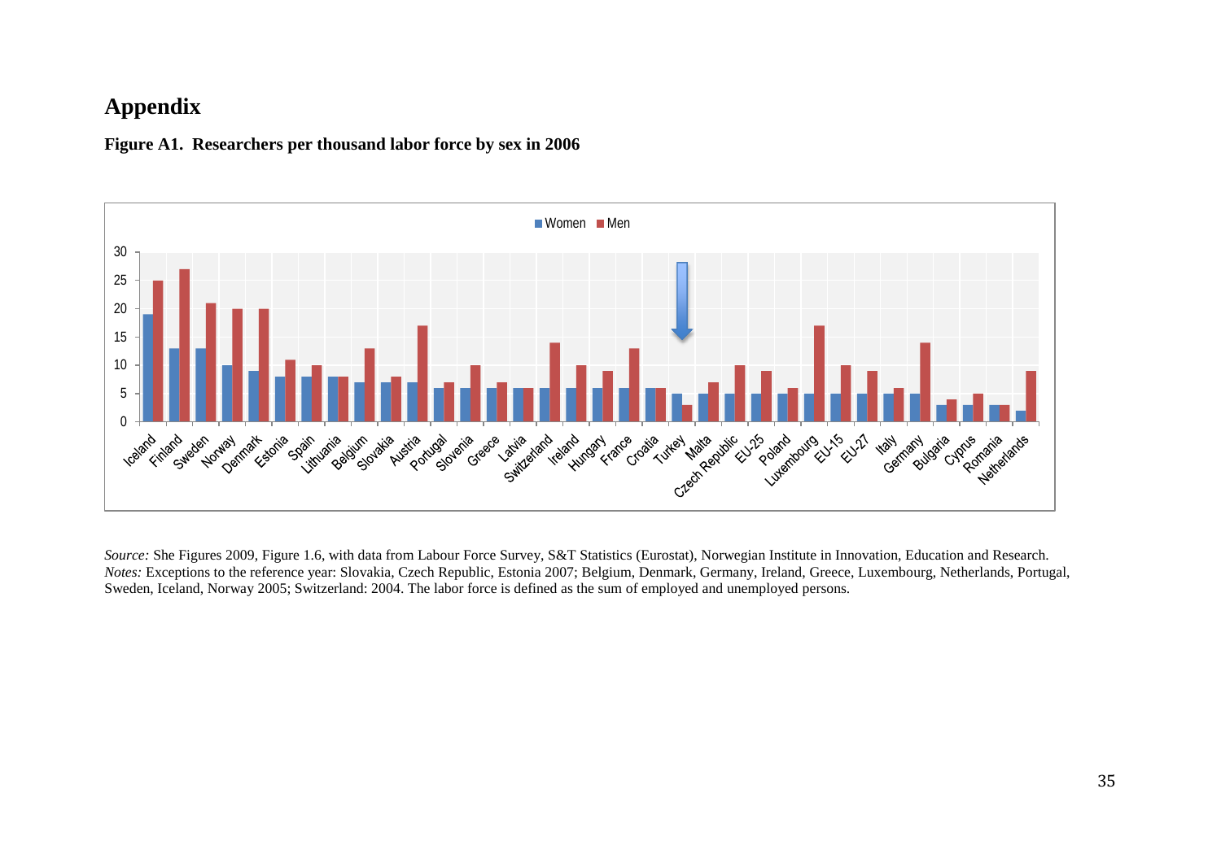# Appendix

**Figure A1. Researchers per thousand labor force by sex in 2006**

*Source:* She Figures 2009, Figure 1.6, with data from Labour Force Survey, S&T Statistics (Eurostat), Norwegian Institute in Innovation, Education and Research.
*Notes:* Exceptions to the reference year: Slovakia, Czech Republic, Estonia 2007; Belgium, Denmark, Germany, Ireland, Greece, Luxembourg, Netherlands, Portugal, Sweden, Iceland, Norway 2005; Switzerland: 2004. The labor force is defined as the sum of employed and unemployed persons.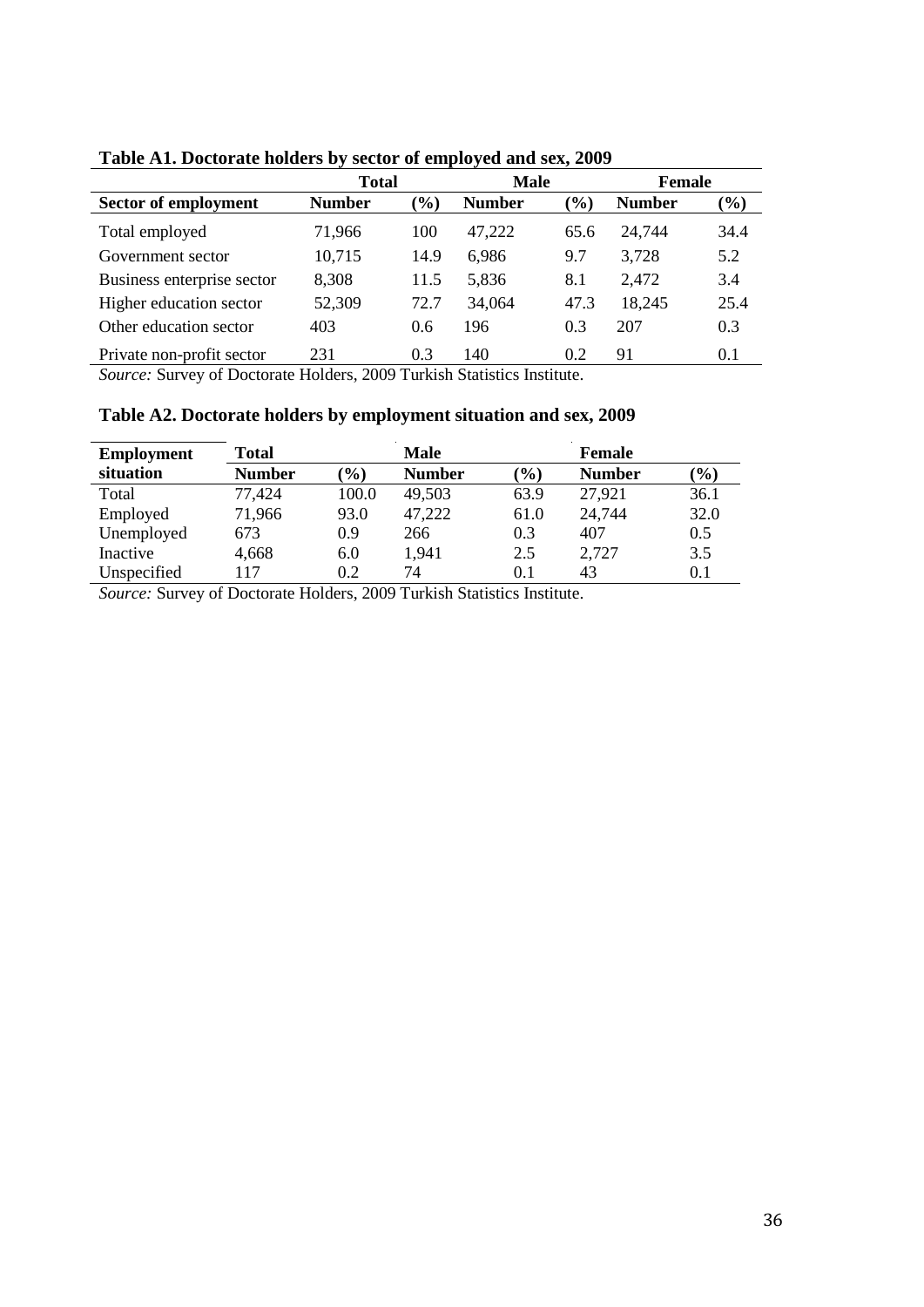**Table A1. Doctorate holders by sector of employed and sex, 2009**

| | Total | | Male | | Female | |
|---|---|---|---|---|---|---|
| **Sector of employment** | **Number** | **(%)** | **Number** | **(%)** | **Number** | **(%)** |
| Total employed | 71,966 | 100 | 47,222 | 65.6 | 24,744 | 34.4 |
| Government sector | 10,715 | 14.9 | 6,986 | 9.7 | 3,728 | 5.2 |
| Business enterprise sector | 8,308 | 11.5 | 5,836 | 8.1 | 2,472 | 3.4 |
| Higher education sector | 52,309 | 72.7 | 34,064 | 47.3 | 18,245 | 25.4 |
| Other education sector | 403 | 0.6 | 196 | 0.3 | 207 | 0.3 |
| Private non-profit sector | 231 | 0.3 | 140 | 0.2 | 91 | 0.1 |

*Source:* Survey of Doctorate Holders, 2009 Turkish Statistics Institute.

**Table A2. Doctorate holders by employment situation and sex, 2009**

| **Employment** | **Total** | | **Male** | | **Female** | |
|---|---|---|---|---|---|---|
| **situation** | **Number** | **(%)** | **Number** | **(%)** | **Number** | **(%)** |
| Total | 77,424 | 100.0 | 49,503 | 63.9 | 27,921 | 36.1 |
| Employed | 71,966 | 93.0 | 47,222 | 61.0 | 24,744 | 32.0 |
| Unemployed | 673 | 0.9 | 266 | 0.3 | 407 | 0.5 |
| Inactive | 4,668 | 6.0 | 1,941 | 2.5 | 2,727 | 3.5 |
| Unspecified | 117 | 0.2 | 74 | 0.1 | 43 | 0.1 |

*Source:* Survey of Doctorate Holders, 2009 Turkish Statistics Institute.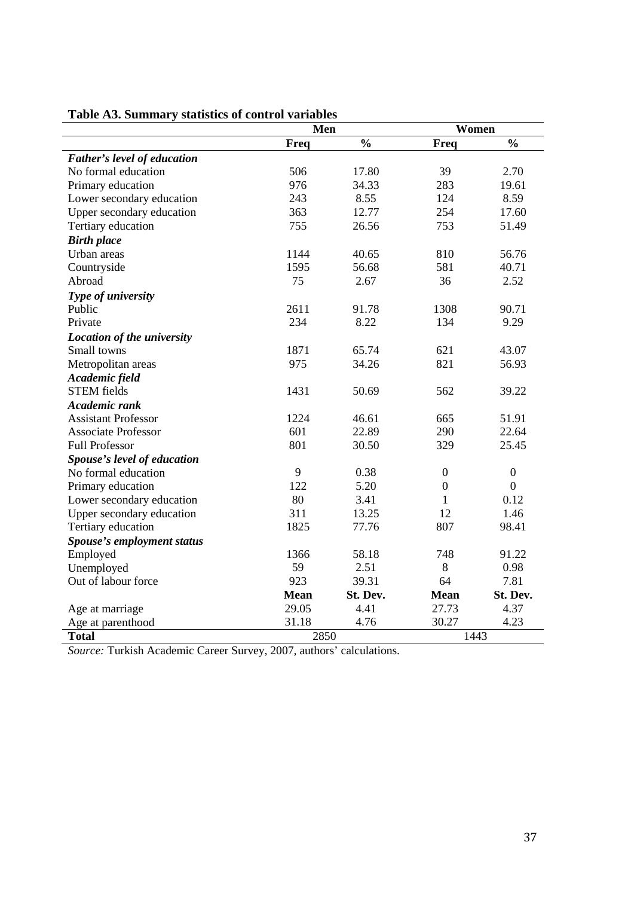**Table A3. Summary statistics of control variables**

| | Men | | Women | |
|---|---|---|---|---|
| | **Freq** | **%** | **Freq** | **%** |
| ***Father's level of education*** | | | | |
| No formal education | 506 | 17.80 | 39 | 2.70 |
| Primary education | 976 | 34.33 | 283 | 19.61 |
| Lower secondary education | 243 | 8.55 | 124 | 8.59 |
| Upper secondary education | 363 | 12.77 | 254 | 17.60 |
| Tertiary education | 755 | 26.56 | 753 | 51.49 |
| ***Birth place*** | | | | |
| Urban areas | 1144 | 40.65 | 810 | 56.76 |
| Countryside | 1595 | 56.68 | 581 | 40.71 |
| Abroad | 75 | 2.67 | 36 | 2.52 |
| ***Type of university*** | | | | |
| Public | 2611 | 91.78 | 1308 | 90.71 |
| Private | 234 | 8.22 | 134 | 9.29 |
| ***Location of the university*** | | | | |
| Small towns | 1871 | 65.74 | 621 | 43.07 |
| Metropolitan areas | 975 | 34.26 | 821 | 56.93 |
| ***Academic field*** | | | | |
| STEM fields | 1431 | 50.69 | 562 | 39.22 |
| ***Academic rank*** | | | | |
| Assistant Professor | 1224 | 46.61 | 665 | 51.91 |
| Associate Professor | 601 | 22.89 | 290 | 22.64 |
| Full Professor | 801 | 30.50 | 329 | 25.45 |
| ***Spouse's level of education*** | | | | |
| No formal education | 9 | 0.38 | 0 | 0 |
| Primary education | 122 | 5.20 | 0 | 0 |
| Lower secondary education | 80 | 3.41 | 1 | 0.12 |
| Upper secondary education | 311 | 13.25 | 12 | 1.46 |
| Tertiary education | 1825 | 77.76 | 807 | 98.41 |
| ***Spouse's employment status*** | | | | |
| Employed | 1366 | 58.18 | 748 | 91.22 |
| Unemployed | 59 | 2.51 | 8 | 0.98 |
| Out of labour force | 923 | 39.31 | 64 | 7.81 |
| | **Mean** | **St. Dev.** | **Mean** | **St. Dev.** |
| Age at marriage | 29.05 | 4.41 | 27.73 | 4.37 |
| Age at parenthood | 31.18 | 4.76 | 30.27 | 4.23 |
| **Total** | 2850 | | 1443 | |

*Source:* Turkish Academic Career Survey, 2007, authors' calculations.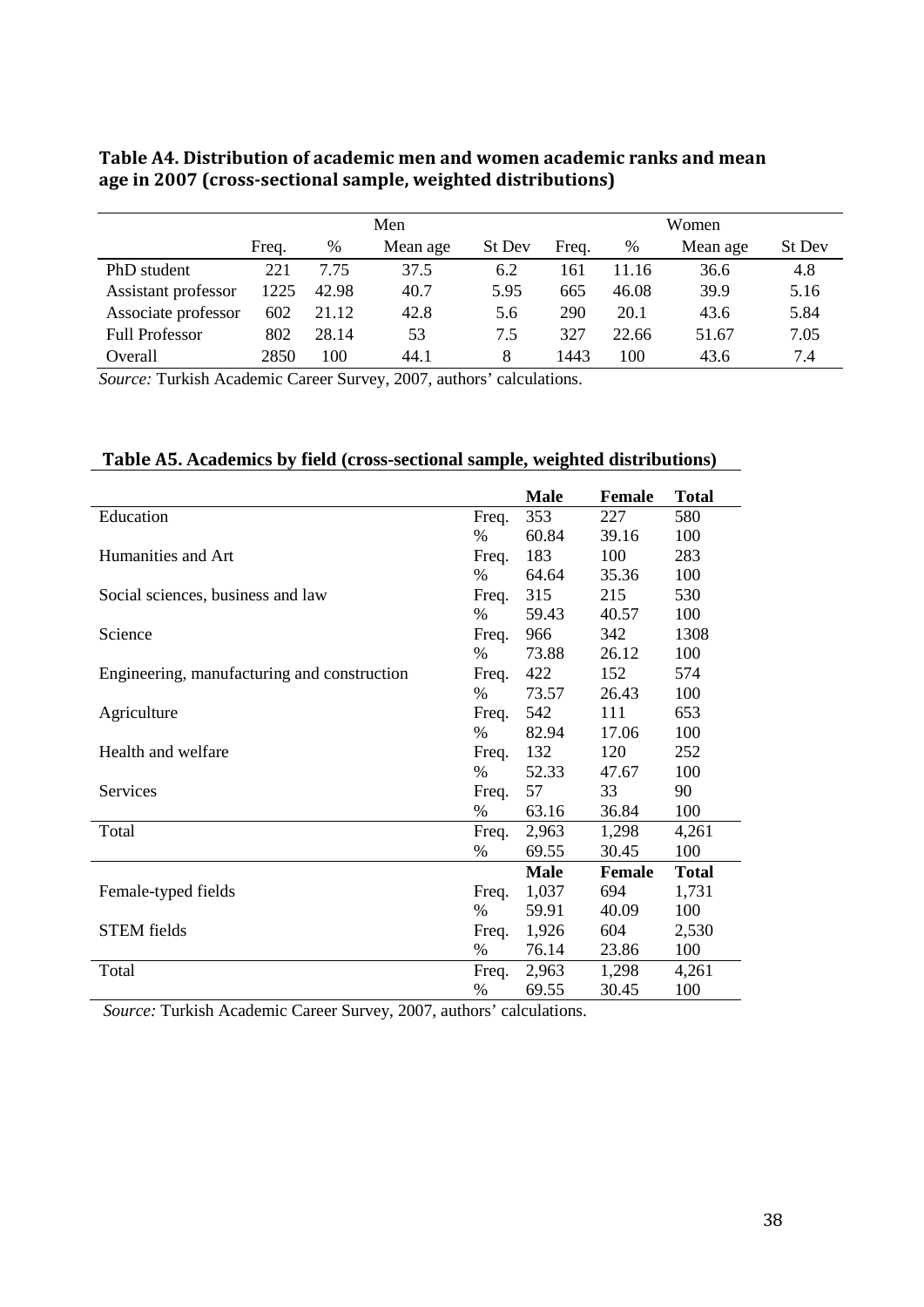**Table A4. Distribution of academic men and women academic ranks and mean age in 2007 (cross-sectional sample, weighted distributions)**

| | Men | | | | Women | | | |
|---|---|---|---|---|---|---|---|---|
| | Freq. | % | Mean age | St Dev | Freq. | % | Mean age | St Dev |
| PhD student | 221 | 7.75 | 37.5 | 6.2 | 161 | 11.16 | 36.6 | 4.8 |
| Assistant professor | 1225 | 42.98 | 40.7 | 5.95 | 665 | 46.08 | 39.9 | 5.16 |
| Associate professor | 602 | 21.12 | 42.8 | 5.6 | 290 | 20.1 | 43.6 | 5.84 |
| Full Professor | 802 | 28.14 | 53 | 7.5 | 327 | 22.66 | 51.67 | 7.05 |
| Overall | 2850 | 100 | 44.1 | 8 | 1443 | 100 | 43.6 | 7.4 |

*Source:* Turkish Academic Career Survey, 2007, authors' calculations.

**Table A5. Academics by field (cross-sectional sample, weighted distributions)**

| | | **Male** | **Female** | **Total** |
|---|---|---|---|---|
| Education | Freq. | 353 | 227 | 580 |
| | % | 60.84 | 39.16 | 100 |
| Humanities and Art | Freq. | 183 | 100 | 283 |
| | % | 64.64 | 35.36 | 100 |
| Social sciences, business and law | Freq. | 315 | 215 | 530 |
| | % | 59.43 | 40.57 | 100 |
| Science | Freq. | 966 | 342 | 1308 |
| | % | 73.88 | 26.12 | 100 |
| Engineering, manufacturing and construction | Freq. | 422 | 152 | 574 |
| | % | 73.57 | 26.43 | 100 |
| Agriculture | Freq. | 542 | 111 | 653 |
| | % | 82.94 | 17.06 | 100 |
| Health and welfare | Freq. | 132 | 120 | 252 |
| | % | 52.33 | 47.67 | 100 |
| Services | Freq. | 57 | 33 | 90 |
| | % | 63.16 | 36.84 | 100 |
| Total | Freq. | 2,963 | 1,298 | 4,261 |
| | % | 69.55 | 30.45 | 100 |
| | | **Male** | **Female** | **Total** |
| Female-typed fields | Freq. | 1,037 | 694 | 1,731 |
| | % | 59.91 | 40.09 | 100 |
| STEM fields | Freq. | 1,926 | 604 | 2,530 |
| | % | 76.14 | 23.86 | 100 |
| Total | Freq. | 2,963 | 1,298 | 4,261 |
| | % | 69.55 | 30.45 | 100 |

*Source:* Turkish Academic Career Survey, 2007, authors' calculations.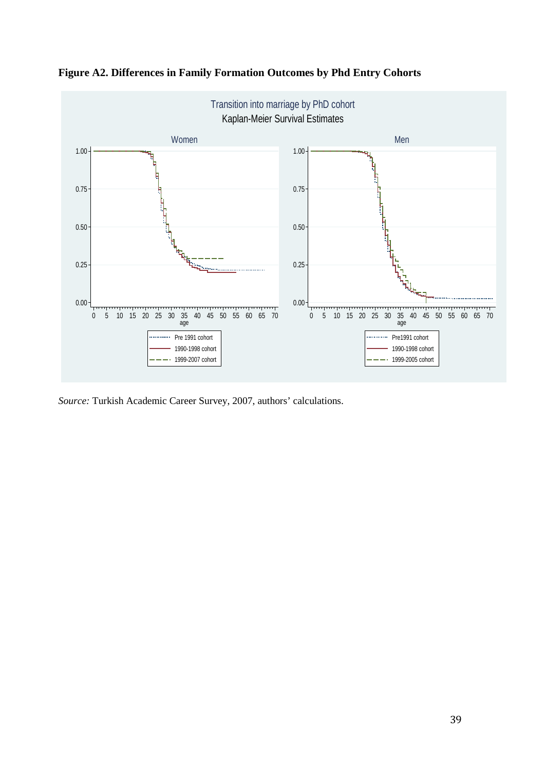**Figure A2. Differences in Family Formation Outcomes by Phd Entry Cohorts**

Transition into marriage by PhD cohort

Kaplan-Meier Survival Estimates

Women

1.00
0.75
0.50
0.25
0.00

0 5 10 15 20 25 30 35 40 45 50 55 60 65 70

age

Pre 1991 cohort

1990-1998 cohort

1999-2007 cohort

Men

1.00
0.75
0.50
0.25
0.00

0 5 10 15 20 25 30 35 40 45 50 55 60 65 70

age

Pre1991 cohort

1990-1998 cohort

1999-2005 cohort

*Source:* Turkish Academic Career Survey, 2007, authors' calculations.